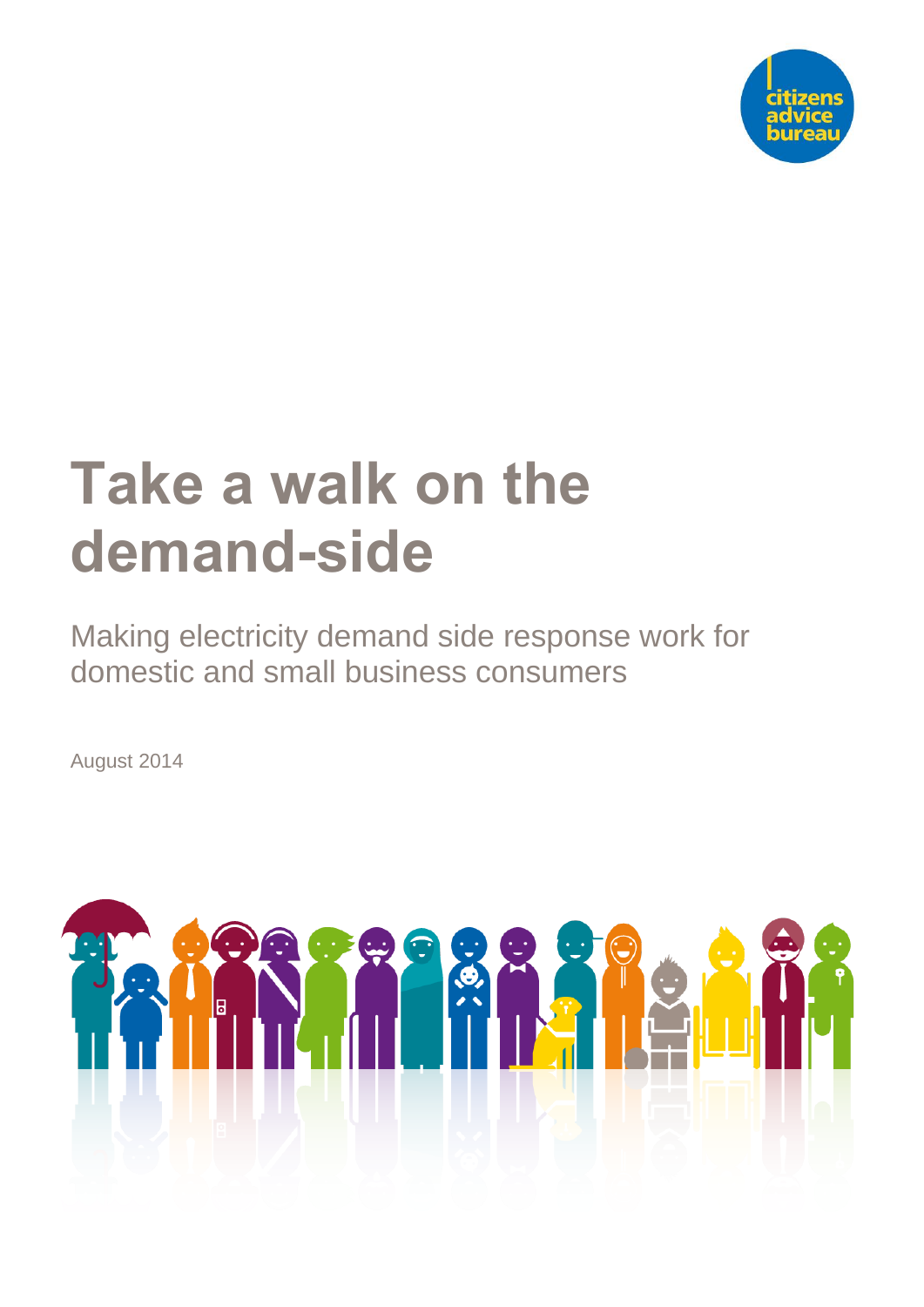citizens advice bureau

# Take a walk on the demand-side

## Making electricity demand side response work for domestic and small business consumers

August 2014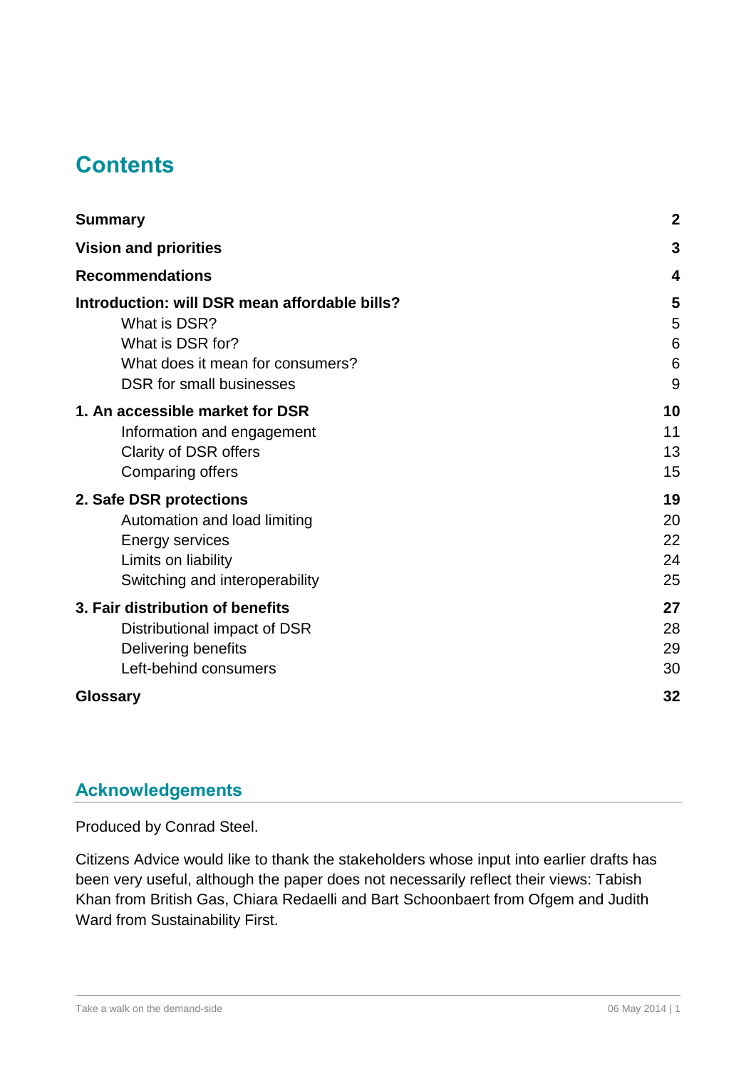# Contents

| | |
|---|---|
| **Summary** | **2** |
| **Vision and priorities** | **3** |
| **Recommendations** | **4** |
| **Introduction: will DSR mean affordable bills?** | **5** |
| What is DSR? | 5 |
| What is DSR for? | 6 |
| What does it mean for consumers? | 6 |
| DSR for small businesses | 9 |
| **1. An accessible market for DSR** | **10** |
| Information and engagement | 11 |
| Clarity of DSR offers | 13 |
| Comparing offers | 15 |
| **2. Safe DSR protections** | **19** |
| Automation and load limiting | 20 |
| Energy services | 22 |
| Limits on liability | 24 |
| Switching and interoperability | 25 |
| **3. Fair distribution of benefits** | **27** |
| Distributional impact of DSR | 28 |
| Delivering benefits | 29 |
| Left-behind consumers | 30 |
| **Glossary** | **32** |

## Acknowledgements

Produced by Conrad Steel.

Citizens Advice would like to thank the stakeholders whose input into earlier drafts has been very useful, although the paper does not necessarily reflect their views: Tabish Khan from British Gas, Chiara Redaelli and Bart Schoonbaert from Ofgem and Judith Ward from Sustainability First.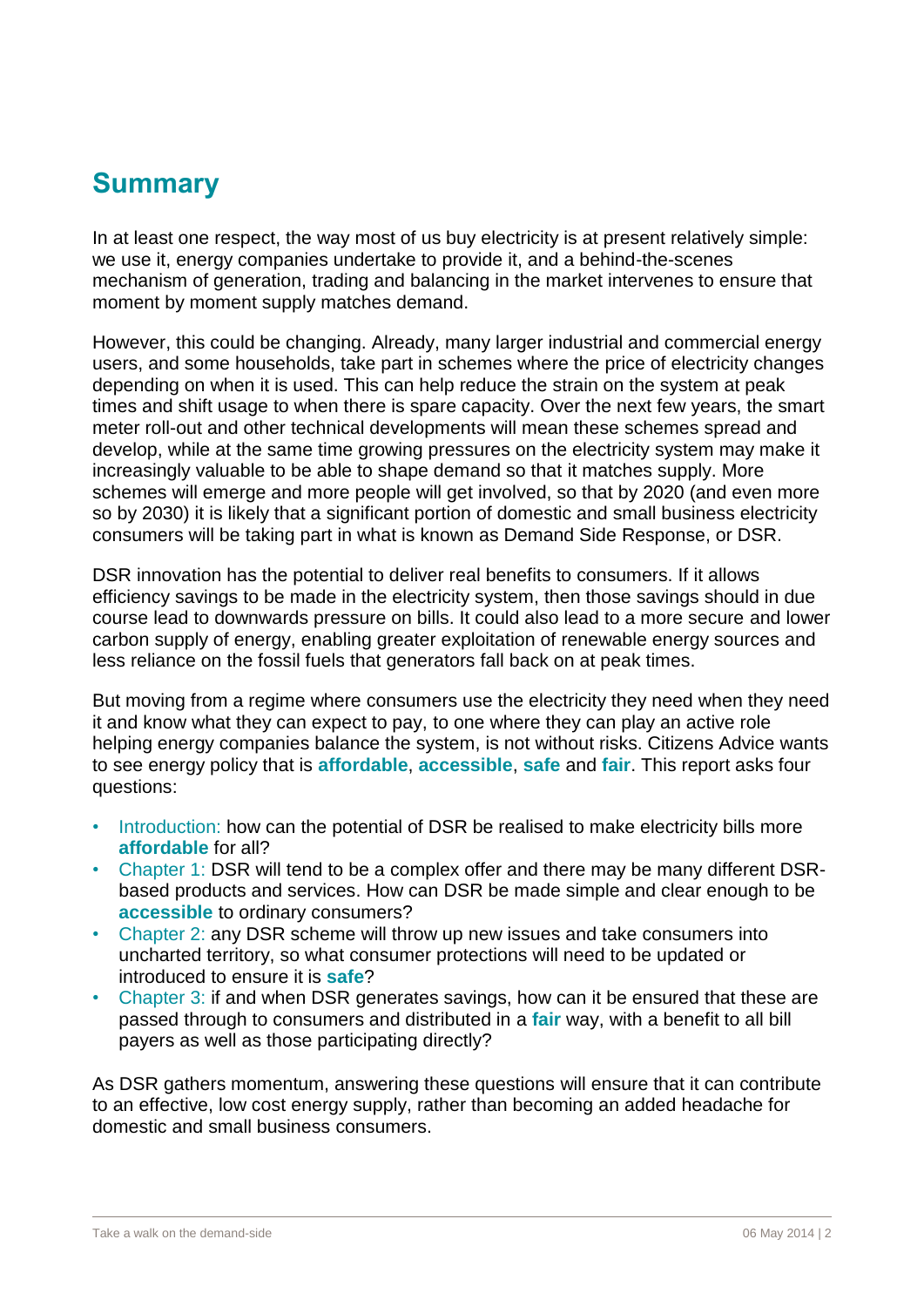## Summary

In at least one respect, the way most of us buy electricity is at present relatively simple: we use it, energy companies undertake to provide it, and a behind-the-scenes mechanism of generation, trading and balancing in the market intervenes to ensure that moment by moment supply matches demand.

However, this could be changing. Already, many larger industrial and commercial energy users, and some households, take part in schemes where the price of electricity changes depending on when it is used. This can help reduce the strain on the system at peak times and shift usage to when there is spare capacity. Over the next few years, the smart meter roll-out and other technical developments will mean these schemes spread and develop, while at the same time growing pressures on the electricity system may make it increasingly valuable to be able to shape demand so that it matches supply. More schemes will emerge and more people will get involved, so that by 2020 (and even more so by 2030) it is likely that a significant portion of domestic and small business electricity consumers will be taking part in what is known as Demand Side Response, or DSR.

DSR innovation has the potential to deliver real benefits to consumers. If it allows efficiency savings to be made in the electricity system, then those savings should in due course lead to downwards pressure on bills. It could also lead to a more secure and lower carbon supply of energy, enabling greater exploitation of renewable energy sources and less reliance on the fossil fuels that generators fall back on at peak times.

But moving from a regime where consumers use the electricity they need when they need it and know what they can expect to pay, to one where they can play an active role helping energy companies balance the system, is not without risks. Citizens Advice wants to see energy policy that is **affordable**, **accessible**, **safe** and **fair**. This report asks four questions:

- Introduction: how can the potential of DSR be realised to make electricity bills more **affordable** for all?
- Chapter 1: DSR will tend to be a complex offer and there may be many different DSR-based products and services. How can DSR be made simple and clear enough to be **accessible** to ordinary consumers?
- Chapter 2: any DSR scheme will throw up new issues and take consumers into uncharted territory, so what consumer protections will need to be updated or introduced to ensure it is **safe**?
- Chapter 3: if and when DSR generates savings, how can it be ensured that these are passed through to consumers and distributed in a **fair** way, with a benefit to all bill payers as well as those participating directly?

As DSR gathers momentum, answering these questions will ensure that it can contribute to an effective, low cost energy supply, rather than becoming an added headache for domestic and small business consumers.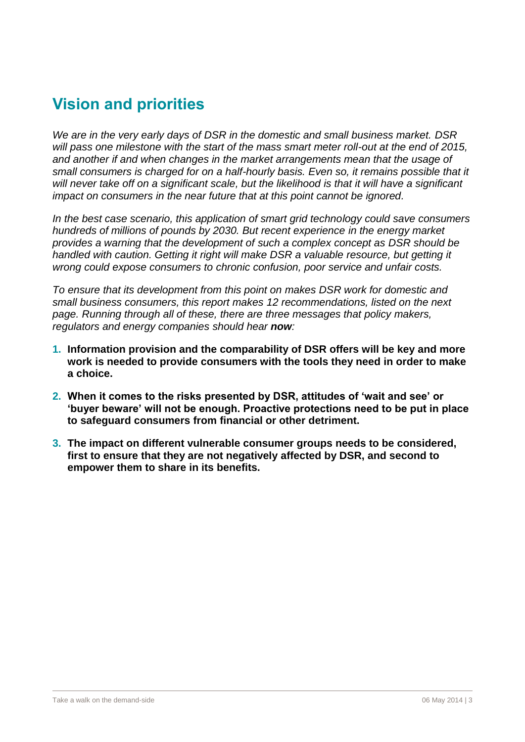## Vision and priorities

*We are in the very early days of DSR in the domestic and small business market. DSR will pass one milestone with the start of the mass smart meter roll-out at the end of 2015, and another if and when changes in the market arrangements mean that the usage of small consumers is charged for on a half-hourly basis. Even so, it remains possible that it will never take off on a significant scale, but the likelihood is that it will have a significant impact on consumers in the near future that at this point cannot be ignored.*

*In the best case scenario, this application of smart grid technology could save consumers hundreds of millions of pounds by 2030. But recent experience in the energy market provides a warning that the development of such a complex concept as DSR should be handled with caution. Getting it right will make DSR a valuable resource, but getting it wrong could expose consumers to chronic confusion, poor service and unfair costs.*

*To ensure that its development from this point on makes DSR work for domestic and small business consumers, this report makes 12 recommendations, listed on the next page. Running through all of these, there are three messages that policy makers, regulators and energy companies should hear* ***now****:*

1. **Information provision and the comparability of DSR offers will be key and more work is needed to provide consumers with the tools they need in order to make a choice.**
2. **When it comes to the risks presented by DSR, attitudes of 'wait and see' or 'buyer beware' will not be enough. Proactive protections need to be put in place to safeguard consumers from financial or other detriment.**
3. **The impact on different vulnerable consumer groups needs to be considered, first to ensure that they are not negatively affected by DSR, and second to empower them to share in its benefits.**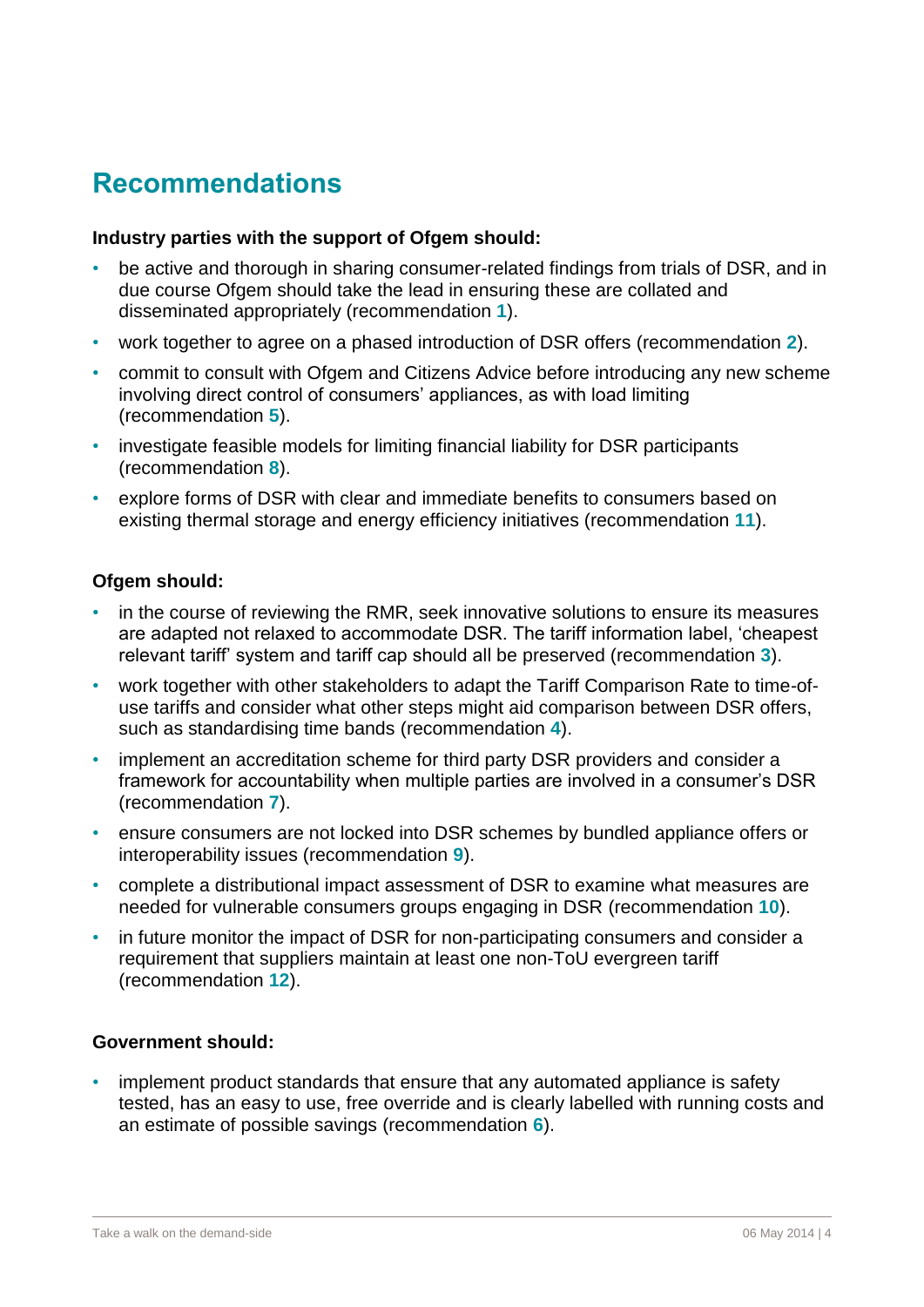## Recommendations

**Industry parties with the support of Ofgem should:**

- be active and thorough in sharing consumer-related findings from trials of DSR, and in due course Ofgem should take the lead in ensuring these are collated and disseminated appropriately (recommendation **1**).
- work together to agree on a phased introduction of DSR offers (recommendation **2**).
- commit to consult with Ofgem and Citizens Advice before introducing any new scheme involving direct control of consumers' appliances, as with load limiting (recommendation **5**).
- investigate feasible models for limiting financial liability for DSR participants (recommendation **8**).
- explore forms of DSR with clear and immediate benefits to consumers based on existing thermal storage and energy efficiency initiatives (recommendation **11**).

**Ofgem should:**

- in the course of reviewing the RMR, seek innovative solutions to ensure its measures are adapted not relaxed to accommodate DSR. The tariff information label, 'cheapest relevant tariff' system and tariff cap should all be preserved (recommendation **3**).
- work together with other stakeholders to adapt the Tariff Comparison Rate to time-of-use tariffs and consider what other steps might aid comparison between DSR offers, such as standardising time bands (recommendation **4**).
- implement an accreditation scheme for third party DSR providers and consider a framework for accountability when multiple parties are involved in a consumer's DSR (recommendation **7**).
- ensure consumers are not locked into DSR schemes by bundled appliance offers or interoperability issues (recommendation **9**).
- complete a distributional impact assessment of DSR to examine what measures are needed for vulnerable consumers groups engaging in DSR (recommendation **10**).
- in future monitor the impact of DSR for non-participating consumers and consider a requirement that suppliers maintain at least one non-ToU evergreen tariff (recommendation **12**).

**Government should:**

- implement product standards that ensure that any automated appliance is safety tested, has an easy to use, free override and is clearly labelled with running costs and an estimate of possible savings (recommendation **6**).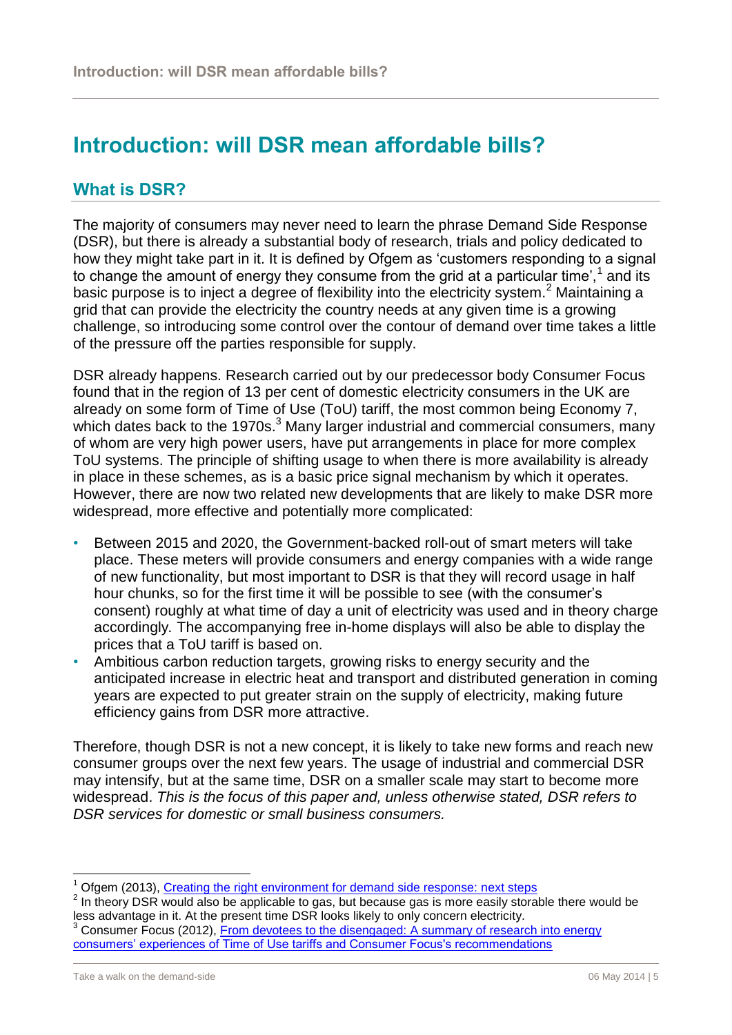# Introduction: will DSR mean affordable bills?

## What is DSR?

The majority of consumers may never need to learn the phrase Demand Side Response (DSR), but there is already a substantial body of research, trials and policy dedicated to how they might take part in it. It is defined by Ofgem as 'customers responding to a signal to change the amount of energy they consume from the grid at a particular time',[1] and its basic purpose is to inject a degree of flexibility into the electricity system.[2] Maintaining a grid that can provide the electricity the country needs at any given time is a growing challenge, so introducing some control over the contour of demand over time takes a little of the pressure off the parties responsible for supply.

DSR already happens. Research carried out by our predecessor body Consumer Focus found that in the region of 13 per cent of domestic electricity consumers in the UK are already on some form of Time of Use (ToU) tariff, the most common being Economy 7, which dates back to the 1970s.[3] Many larger industrial and commercial consumers, many of whom are very high power users, have put arrangements in place for more complex ToU systems. The principle of shifting usage to when there is more availability is already in place in these schemes, as is a basic price signal mechanism by which it operates. However, there are now two related new developments that are likely to make DSR more widespread, more effective and potentially more complicated:

- Between 2015 and 2020, the Government-backed roll-out of smart meters will take place. These meters will provide consumers and energy companies with a wide range of new functionality, but most important to DSR is that they will record usage in half hour chunks, so for the first time it will be possible to see (with the consumer's consent) roughly at what time of day a unit of electricity was used and in theory charge accordingly*.* The accompanying free in-home displays will also be able to display the prices that a ToU tariff is based on.
- Ambitious carbon reduction targets, growing risks to energy security and the anticipated increase in electric heat and transport and distributed generation in coming years are expected to put greater strain on the supply of electricity, making future efficiency gains from DSR more attractive.

Therefore, though DSR is not a new concept, it is likely to take new forms and reach new consumer groups over the next few years. The usage of industrial and commercial DSR may intensify, but at the same time, DSR on a smaller scale may start to become more widespread. *This is the focus of this paper and, unless otherwise stated, DSR refers to DSR services for domestic or small business consumers.*

---

[1] Ofgem (2013), Creating the right environment for demand side response: next steps

[2] In theory DSR would also be applicable to gas, but because gas is more easily storable there would be less advantage in it. At the present time DSR looks likely to only concern electricity.

[3] Consumer Focus (2012), From devotees to the disengaged: A summary of research into energy consumers' experiences of Time of Use tariffs and Consumer Focus's recommendations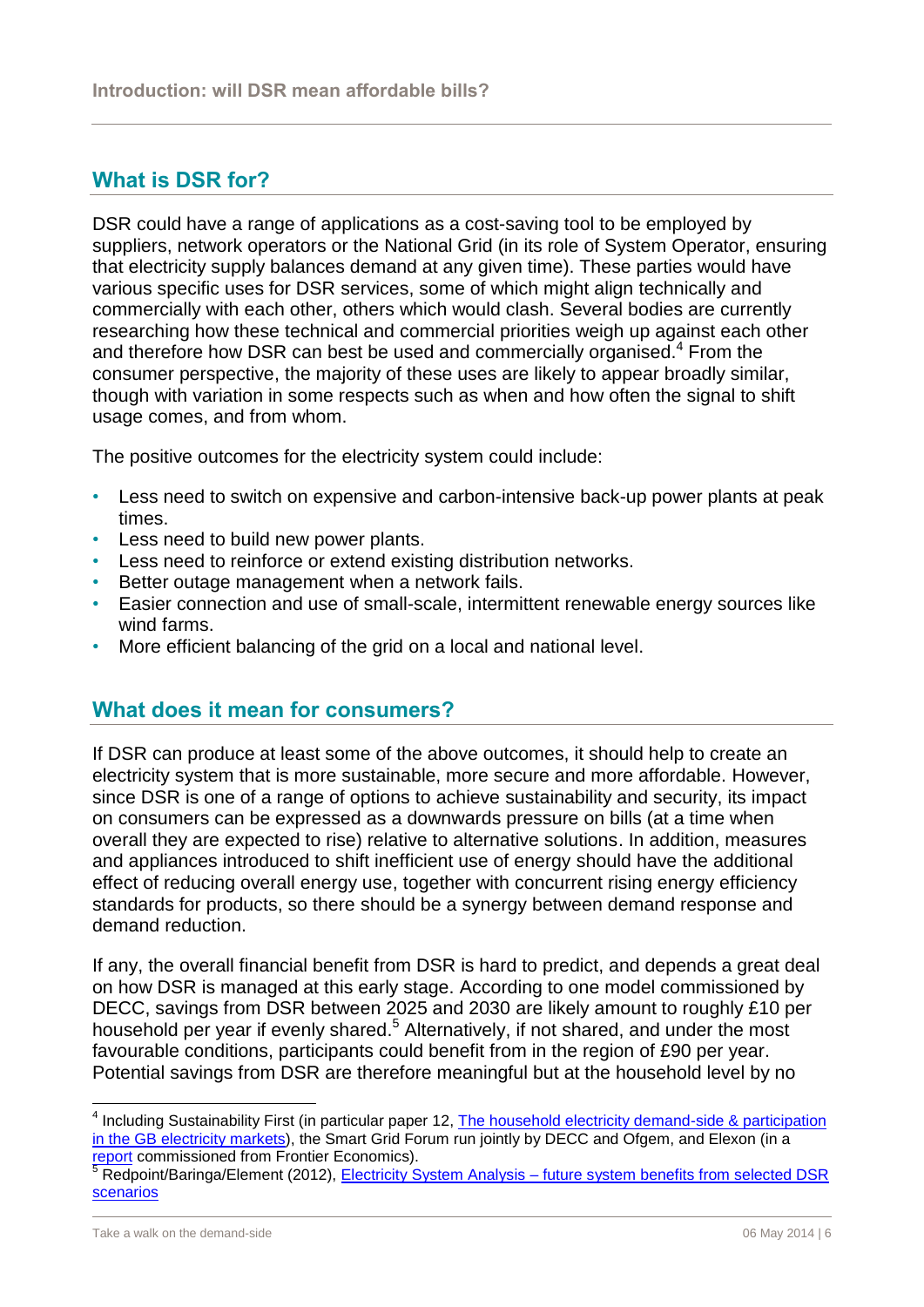## What is DSR for?

DSR could have a range of applications as a cost-saving tool to be employed by suppliers, network operators or the National Grid (in its role of System Operator, ensuring that electricity supply balances demand at any given time). These parties would have various specific uses for DSR services, some of which might align technically and commercially with each other, others which would clash. Several bodies are currently researching how these technical and commercial priorities weigh up against each other and therefore how DSR can best be used and commercially organised.[4] From the consumer perspective, the majority of these uses are likely to appear broadly similar, though with variation in some respects such as when and how often the signal to shift usage comes, and from whom.

The positive outcomes for the electricity system could include:

- Less need to switch on expensive and carbon-intensive back-up power plants at peak times.
- Less need to build new power plants.
- Less need to reinforce or extend existing distribution networks.
- Better outage management when a network fails.
- Easier connection and use of small-scale, intermittent renewable energy sources like wind farms.
- More efficient balancing of the grid on a local and national level.

## What does it mean for consumers?

If DSR can produce at least some of the above outcomes, it should help to create an electricity system that is more sustainable, more secure and more affordable. However, since DSR is one of a range of options to achieve sustainability and security, its impact on consumers can be expressed as a downwards pressure on bills (at a time when overall they are expected to rise) relative to alternative solutions. In addition, measures and appliances introduced to shift inefficient use of energy should have the additional effect of reducing overall energy use, together with concurrent rising energy efficiency standards for products, so there should be a synergy between demand response and demand reduction.

If any, the overall financial benefit from DSR is hard to predict, and depends a great deal on how DSR is managed at this early stage. According to one model commissioned by DECC, savings from DSR between 2025 and 2030 are likely amount to roughly £10 per household per year if evenly shared.[5] Alternatively, if not shared, and under the most favourable conditions, participants could benefit from in the region of £90 per year. Potential savings from DSR are therefore meaningful but at the household level by no

[4] Including Sustainability First (in particular paper 12, The household electricity demand-side & participation in the GB electricity markets), the Smart Grid Forum run jointly by DECC and Ofgem, and Elexon (in a report commissioned from Frontier Economics).

[5] Redpoint/Baringa/Element (2012), Electricity System Analysis – future system benefits from selected DSR scenarios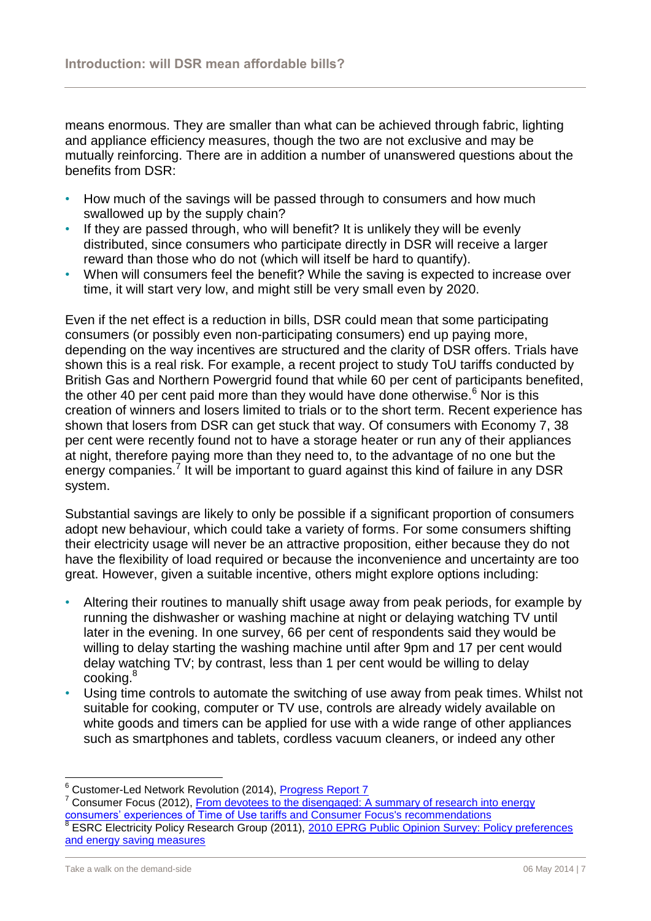means enormous. They are smaller than what can be achieved through fabric, lighting and appliance efficiency measures, though the two are not exclusive and may be mutually reinforcing. There are in addition a number of unanswered questions about the benefits from DSR:

- How much of the savings will be passed through to consumers and how much swallowed up by the supply chain?
- If they are passed through, who will benefit? It is unlikely they will be evenly distributed, since consumers who participate directly in DSR will receive a larger reward than those who do not (which will itself be hard to quantify).
- When will consumers feel the benefit? While the saving is expected to increase over time, it will start very low, and might still be very small even by 2020.

Even if the net effect is a reduction in bills, DSR could mean that some participating consumers (or possibly even non-participating consumers) end up paying more, depending on the way incentives are structured and the clarity of DSR offers. Trials have shown this is a real risk. For example, a recent project to study ToU tariffs conducted by British Gas and Northern Powergrid found that while 60 per cent of participants benefited, the other 40 per cent paid more than they would have done otherwise.[6] Nor is this creation of winners and losers limited to trials or to the short term. Recent experience has shown that losers from DSR can get stuck that way. Of consumers with Economy 7, 38 per cent were recently found not to have a storage heater or run any of their appliances at night, therefore paying more than they need to, to the advantage of no one but the energy companies.[7] It will be important to guard against this kind of failure in any DSR system.

Substantial savings are likely to only be possible if a significant proportion of consumers adopt new behaviour, which could take a variety of forms. For some consumers shifting their electricity usage will never be an attractive proposition, either because they do not have the flexibility of load required or because the inconvenience and uncertainty are too great. However, given a suitable incentive, others might explore options including:

- Altering their routines to manually shift usage away from peak periods, for example by running the dishwasher or washing machine at night or delaying watching TV until later in the evening. In one survey, 66 per cent of respondents said they would be willing to delay starting the washing machine until after 9pm and 17 per cent would delay watching TV; by contrast, less than 1 per cent would be willing to delay cooking.[8]
- Using time controls to automate the switching of use away from peak times. Whilst not suitable for cooking, computer or TV use, controls are already widely available on white goods and timers can be applied for use with a wide range of other appliances such as smartphones and tablets, cordless vacuum cleaners, or indeed any other

---

[6] Customer-Led Network Revolution (2014), Progress Report 7

[7] Consumer Focus (2012), From devotees to the disengaged: A summary of research into energy consumers' experiences of Time of Use tariffs and Consumer Focus's recommendations

[8] ESRC Electricity Policy Research Group (2011), 2010 EPRG Public Opinion Survey: Policy preferences and energy saving measures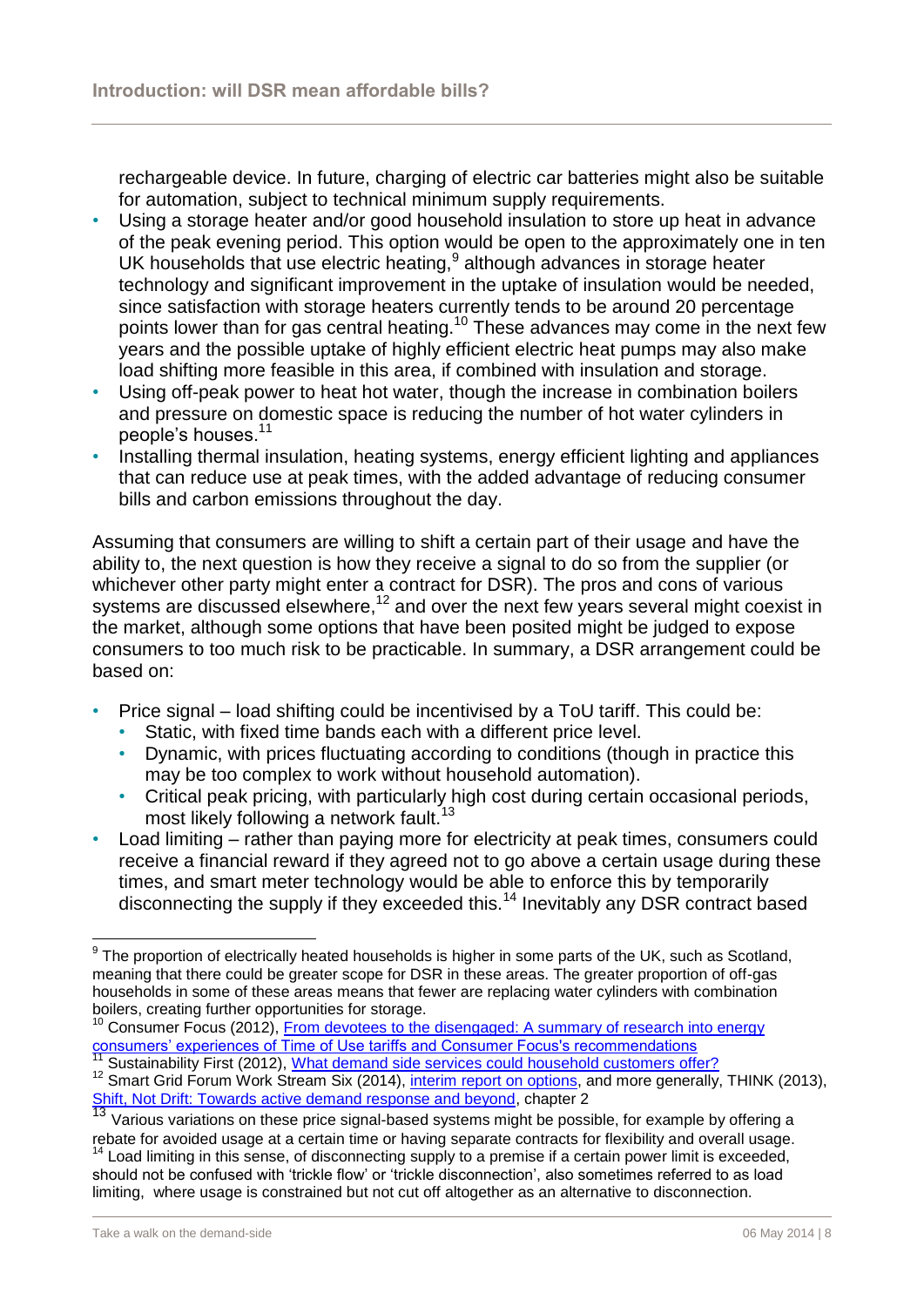rechargeable device. In future, charging of electric car batteries might also be suitable for automation, subject to technical minimum supply requirements.

- Using a storage heater and/or good household insulation to store up heat in advance of the peak evening period. This option would be open to the approximately one in ten UK households that use electric heating,[9] although advances in storage heater technology and significant improvement in the uptake of insulation would be needed, since satisfaction with storage heaters currently tends to be around 20 percentage points lower than for gas central heating.[10] These advances may come in the next few years and the possible uptake of highly efficient electric heat pumps may also make load shifting more feasible in this area, if combined with insulation and storage.
- Using off-peak power to heat hot water, though the increase in combination boilers and pressure on domestic space is reducing the number of hot water cylinders in people's houses.[11]
- Installing thermal insulation, heating systems, energy efficient lighting and appliances that can reduce use at peak times, with the added advantage of reducing consumer bills and carbon emissions throughout the day.

Assuming that consumers are willing to shift a certain part of their usage and have the ability to, the next question is how they receive a signal to do so from the supplier (or whichever other party might enter a contract for DSR). The pros and cons of various systems are discussed elsewhere,[12] and over the next few years several might coexist in the market, although some options that have been posited might be judged to expose consumers to too much risk to be practicable. In summary, a DSR arrangement could be based on:

- Price signal – load shifting could be incentivised by a ToU tariff. This could be:
  - Static, with fixed time bands each with a different price level.
  - Dynamic, with prices fluctuating according to conditions (though in practice this may be too complex to work without household automation).
  - Critical peak pricing, with particularly high cost during certain occasional periods, most likely following a network fault.[13]
- Load limiting – rather than paying more for electricity at peak times, consumers could receive a financial reward if they agreed not to go above a certain usage during these times, and smart meter technology would be able to enforce this by temporarily disconnecting the supply if they exceeded this.[14] Inevitably any DSR contract based

---

[9] The proportion of electrically heated households is higher in some parts of the UK, such as Scotland, meaning that there could be greater scope for DSR in these areas. The greater proportion of off-gas households in some of these areas means that fewer are replacing water cylinders with combination boilers, creating further opportunities for storage.

[10] Consumer Focus (2012), From devotees to the disengaged: A summary of research into energy consumers' experiences of Time of Use tariffs and Consumer Focus's recommendations

[11] Sustainability First (2012), What demand side services could household customers offer?

[12] Smart Grid Forum Work Stream Six (2014), interim report on options, and more generally, THINK (2013), Shift, Not Drift: Towards active demand response and beyond, chapter 2

[13] Various variations on these price signal-based systems might be possible, for example by offering a rebate for avoided usage at a certain time or having separate contracts for flexibility and overall usage.

[14] Load limiting in this sense, of disconnecting supply to a premise if a certain power limit is exceeded, should not be confused with 'trickle flow' or 'trickle disconnection', also sometimes referred to as load limiting, where usage is constrained but not cut off altogether as an alternative to disconnection.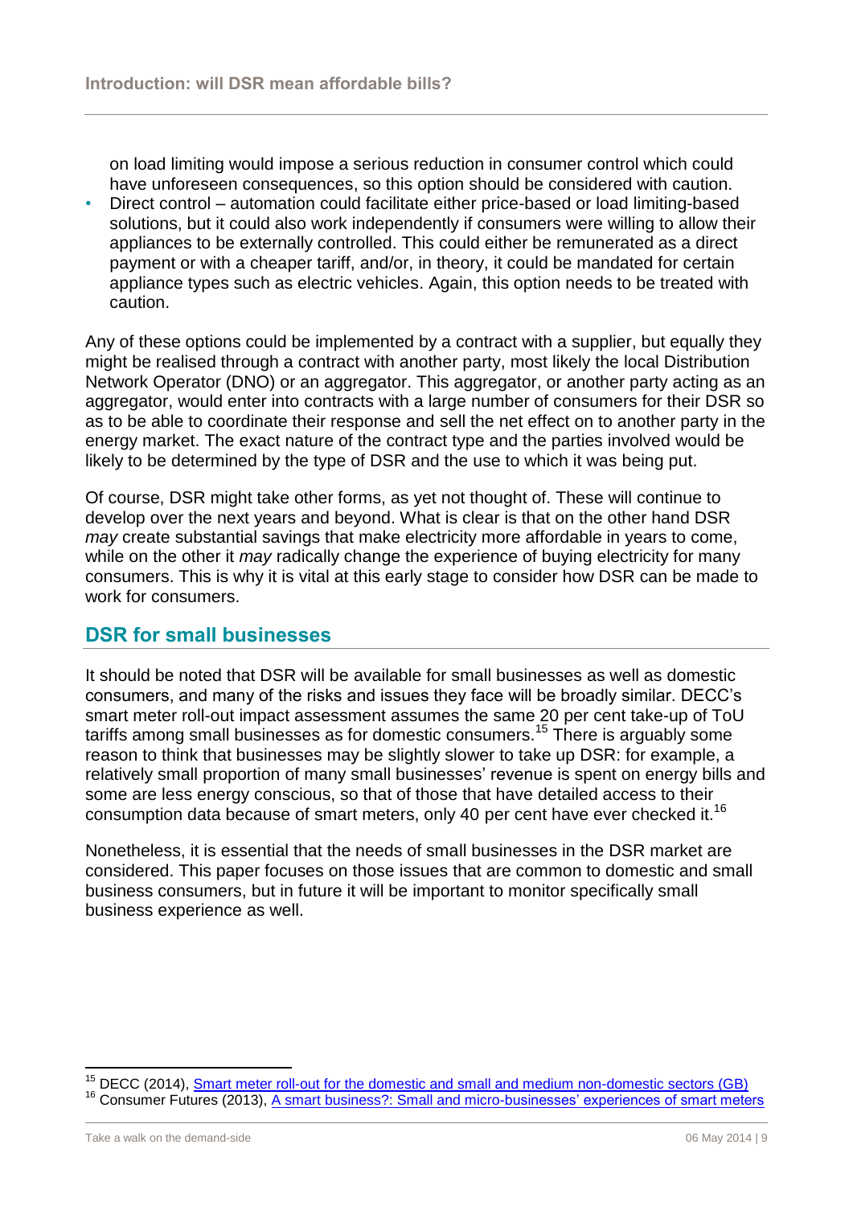on load limiting would impose a serious reduction in consumer control which could have unforeseen consequences, so this option should be considered with caution.

- Direct control – automation could facilitate either price-based or load limiting-based solutions, but it could also work independently if consumers were willing to allow their appliances to be externally controlled. This could either be remunerated as a direct payment or with a cheaper tariff, and/or, in theory, it could be mandated for certain appliance types such as electric vehicles. Again, this option needs to be treated with caution.

Any of these options could be implemented by a contract with a supplier, but equally they might be realised through a contract with another party, most likely the local Distribution Network Operator (DNO) or an aggregator. This aggregator, or another party acting as an aggregator, would enter into contracts with a large number of consumers for their DSR so as to be able to coordinate their response and sell the net effect on to another party in the energy market. The exact nature of the contract type and the parties involved would be likely to be determined by the type of DSR and the use to which it was being put.

Of course, DSR might take other forms, as yet not thought of. These will continue to develop over the next years and beyond. What is clear is that on the other hand DSR *may* create substantial savings that make electricity more affordable in years to come, while on the other it *may* radically change the experience of buying electricity for many consumers. This is why it is vital at this early stage to consider how DSR can be made to work for consumers.

## DSR for small businesses

It should be noted that DSR will be available for small businesses as well as domestic consumers, and many of the risks and issues they face will be broadly similar. DECC's smart meter roll-out impact assessment assumes the same 20 per cent take-up of ToU tariffs among small businesses as for domestic consumers.[15] There is arguably some reason to think that businesses may be slightly slower to take up DSR: for example, a relatively small proportion of many small businesses' revenue is spent on energy bills and some are less energy conscious, so that of those that have detailed access to their consumption data because of smart meters, only 40 per cent have ever checked it.[16]

Nonetheless, it is essential that the needs of small businesses in the DSR market are considered. This paper focuses on those issues that are common to domestic and small business consumers, but in future it will be important to monitor specifically small business experience as well.

---

[15] DECC (2014), Smart meter roll-out for the domestic and small and medium non-domestic sectors (GB)

[16] Consumer Futures (2013), A smart business?: Small and micro-businesses' experiences of smart meters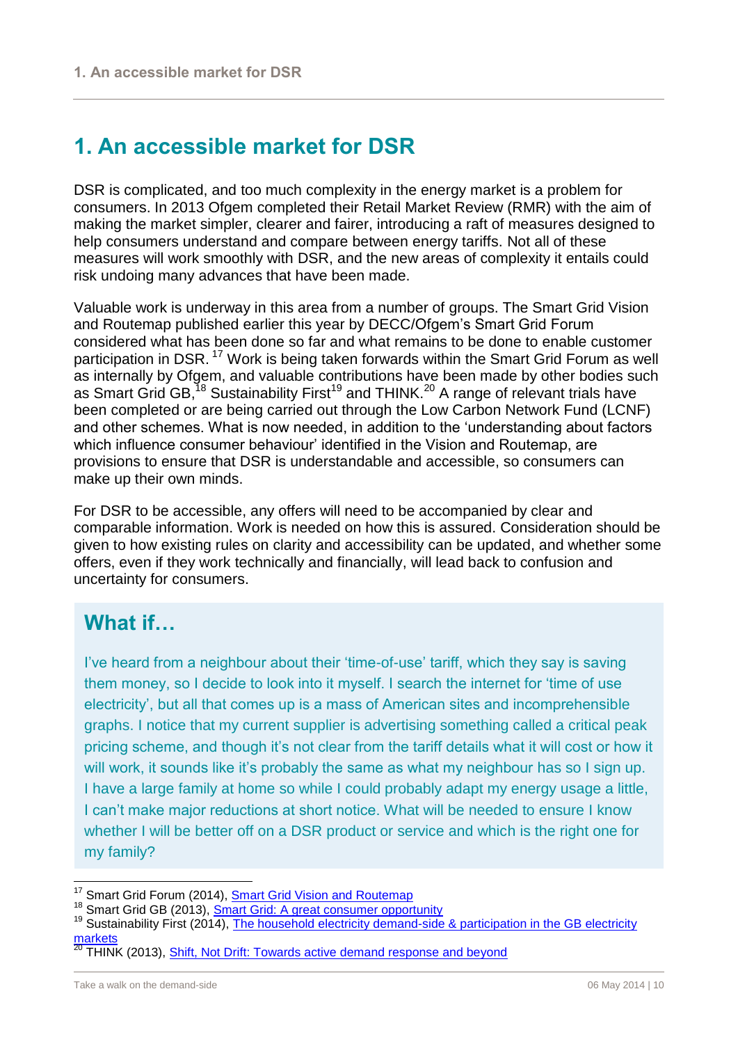# 1. An accessible market for DSR

DSR is complicated, and too much complexity in the energy market is a problem for consumers. In 2013 Ofgem completed their Retail Market Review (RMR) with the aim of making the market simpler, clearer and fairer, introducing a raft of measures designed to help consumers understand and compare between energy tariffs. Not all of these measures will work smoothly with DSR, and the new areas of complexity it entails could risk undoing many advances that have been made.

Valuable work is underway in this area from a number of groups. The Smart Grid Vision and Routemap published earlier this year by DECC/Ofgem's Smart Grid Forum considered what has been done so far and what remains to be done to enable customer participation in DSR.[17] Work is being taken forwards within the Smart Grid Forum as well as internally by Ofgem, and valuable contributions have been made by other bodies such as Smart Grid GB,[18] Sustainability First[19] and THINK.[20] A range of relevant trials have been completed or are being carried out through the Low Carbon Network Fund (LCNF) and other schemes. What is now needed, in addition to the 'understanding about factors which influence consumer behaviour' identified in the Vision and Routemap, are provisions to ensure that DSR is understandable and accessible, so consumers can make up their own minds.

For DSR to be accessible, any offers will need to be accompanied by clear and comparable information. Work is needed on how this is assured. Consideration should be given to how existing rules on clarity and accessibility can be updated, and whether some offers, even if they work technically and financially, will lead back to confusion and uncertainty for consumers.

## What if…

I've heard from a neighbour about their 'time-of-use' tariff, which they say is saving them money, so I decide to look into it myself. I search the internet for 'time of use electricity', but all that comes up is a mass of American sites and incomprehensible graphs. I notice that my current supplier is advertising something called a critical peak pricing scheme, and though it's not clear from the tariff details what it will cost or how it will work, it sounds like it's probably the same as what my neighbour has so I sign up. I have a large family at home so while I could probably adapt my energy usage a little, I can't make major reductions at short notice. What will be needed to ensure I know whether I will be better off on a DSR product or service and which is the right one for my family?

---

[17] Smart Grid Forum (2014), Smart Grid Vision and Routemap

[18] Smart Grid GB (2013), Smart Grid: A great consumer opportunity

[19] Sustainability First (2014), The household electricity demand-side & participation in the GB electricity markets

[20] THINK (2013), Shift, Not Drift: Towards active demand response and beyond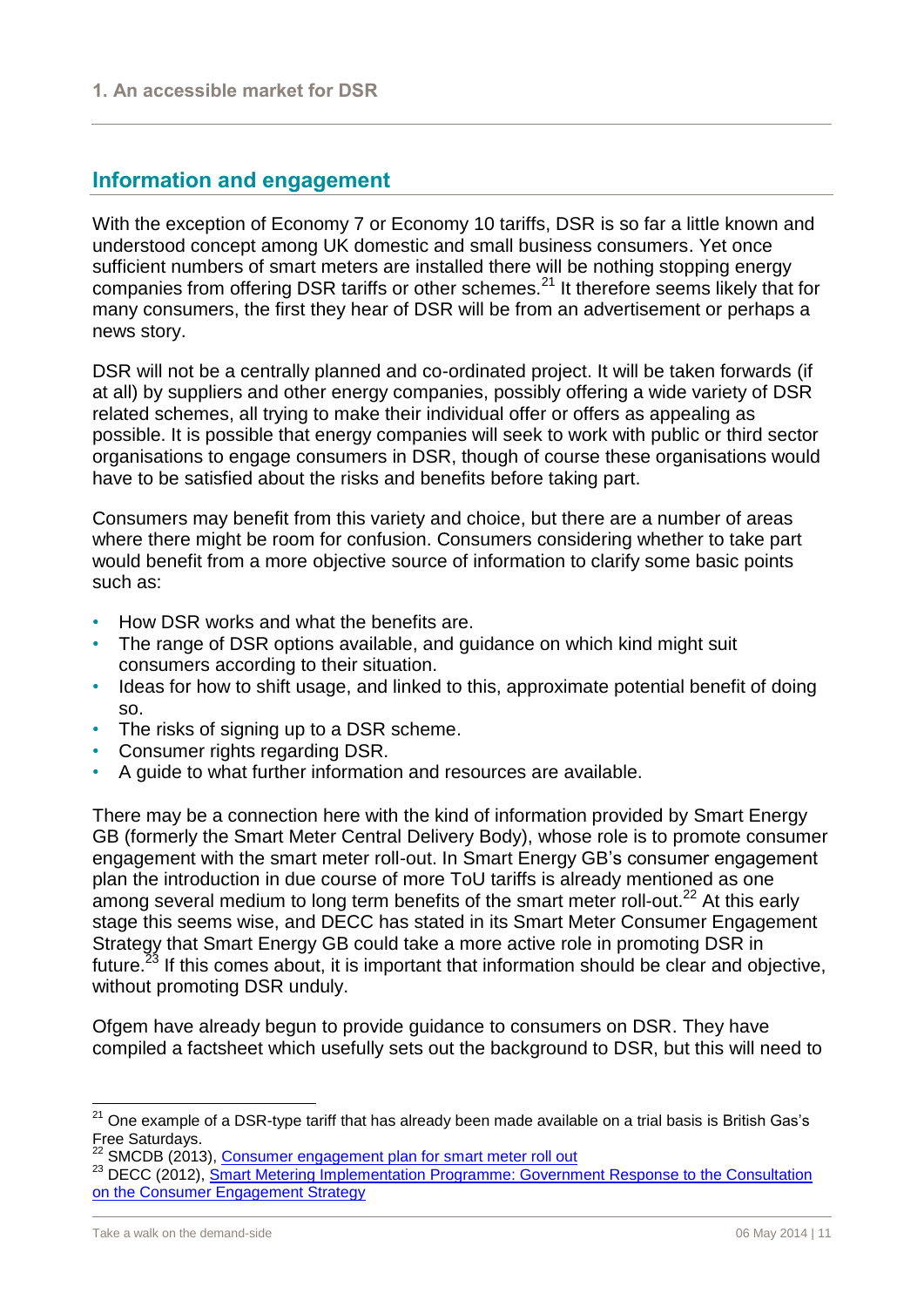## Information and engagement

With the exception of Economy 7 or Economy 10 tariffs, DSR is so far a little known and understood concept among UK domestic and small business consumers. Yet once sufficient numbers of smart meters are installed there will be nothing stopping energy companies from offering DSR tariffs or other schemes.[21] It therefore seems likely that for many consumers, the first they hear of DSR will be from an advertisement or perhaps a news story.

DSR will not be a centrally planned and co-ordinated project. It will be taken forwards (if at all) by suppliers and other energy companies, possibly offering a wide variety of DSR related schemes, all trying to make their individual offer or offers as appealing as possible. It is possible that energy companies will seek to work with public or third sector organisations to engage consumers in DSR, though of course these organisations would have to be satisfied about the risks and benefits before taking part.

Consumers may benefit from this variety and choice, but there are a number of areas where there might be room for confusion. Consumers considering whether to take part would benefit from a more objective source of information to clarify some basic points such as:

- How DSR works and what the benefits are.
- The range of DSR options available, and guidance on which kind might suit consumers according to their situation.
- Ideas for how to shift usage, and linked to this, approximate potential benefit of doing so.
- The risks of signing up to a DSR scheme.
- Consumer rights regarding DSR.
- A guide to what further information and resources are available.

There may be a connection here with the kind of information provided by Smart Energy GB (formerly the Smart Meter Central Delivery Body), whose role is to promote consumer engagement with the smart meter roll-out. In Smart Energy GB's consumer engagement plan the introduction in due course of more ToU tariffs is already mentioned as one among several medium to long term benefits of the smart meter roll-out.[22] At this early stage this seems wise, and DECC has stated in its Smart Meter Consumer Engagement Strategy that Smart Energy GB could take a more active role in promoting DSR in future.[23] If this comes about, it is important that information should be clear and objective, without promoting DSR unduly.

Ofgem have already begun to provide guidance to consumers on DSR. They have compiled a factsheet which usefully sets out the background to DSR, but this will need to

---

[21] One example of a DSR-type tariff that has already been made available on a trial basis is British Gas's Free Saturdays.

[22] SMCDB (2013), Consumer engagement plan for smart meter roll out

[23] DECC (2012), Smart Metering Implementation Programme: Government Response to the Consultation on the Consumer Engagement Strategy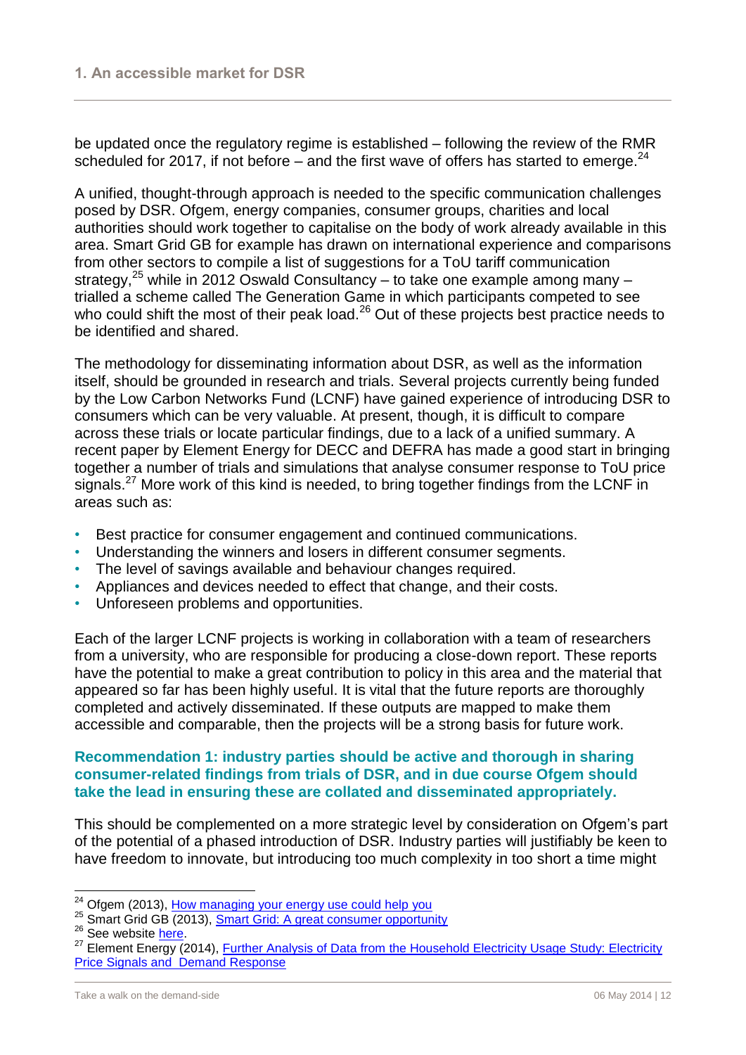be updated once the regulatory regime is established – following the review of the RMR scheduled for 2017, if not before – and the first wave of offers has started to emerge.[24]

A unified, thought-through approach is needed to the specific communication challenges posed by DSR. Ofgem, energy companies, consumer groups, charities and local authorities should work together to capitalise on the body of work already available in this area. Smart Grid GB for example has drawn on international experience and comparisons from other sectors to compile a list of suggestions for a ToU tariff communication strategy,[25] while in 2012 Oswald Consultancy – to take one example among many – trialled a scheme called The Generation Game in which participants competed to see who could shift the most of their peak load.[26] Out of these projects best practice needs to be identified and shared.

The methodology for disseminating information about DSR, as well as the information itself, should be grounded in research and trials. Several projects currently being funded by the Low Carbon Networks Fund (LCNF) have gained experience of introducing DSR to consumers which can be very valuable. At present, though, it is difficult to compare across these trials or locate particular findings, due to a lack of a unified summary. A recent paper by Element Energy for DECC and DEFRA has made a good start in bringing together a number of trials and simulations that analyse consumer response to ToU price signals.[27] More work of this kind is needed, to bring together findings from the LCNF in areas such as:

- Best practice for consumer engagement and continued communications.
- Understanding the winners and losers in different consumer segments.
- The level of savings available and behaviour changes required.
- Appliances and devices needed to effect that change, and their costs.
- Unforeseen problems and opportunities.

Each of the larger LCNF projects is working in collaboration with a team of researchers from a university, who are responsible for producing a close-down report. These reports have the potential to make a great contribution to policy in this area and the material that appeared so far has been highly useful. It is vital that the future reports are thoroughly completed and actively disseminated. If these outputs are mapped to make them accessible and comparable, then the projects will be a strong basis for future work.

**Recommendation 1: industry parties should be active and thorough in sharing consumer-related findings from trials of DSR, and in due course Ofgem should take the lead in ensuring these are collated and disseminated appropriately.**

This should be complemented on a more strategic level by consideration on Ofgem's part of the potential of a phased introduction of DSR. Industry parties will justifiably be keen to have freedom to innovate, but introducing too much complexity in too short a time might

[24] Ofgem (2013), How managing your energy use could help you

[25] Smart Grid GB (2013), Smart Grid: A great consumer opportunity

[26] See website here.

[27] Element Energy (2014), Further Analysis of Data from the Household Electricity Usage Study: Electricity Price Signals and Demand Response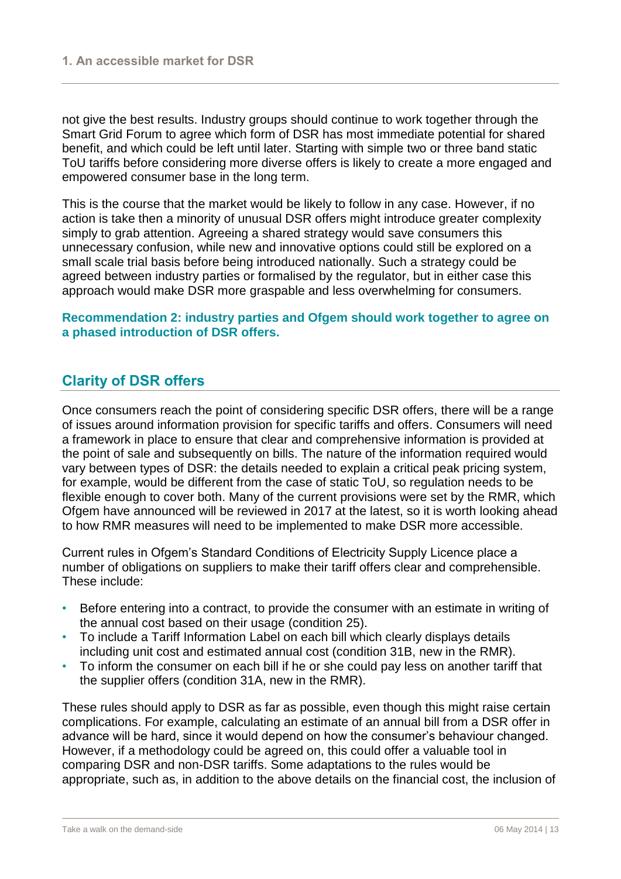not give the best results. Industry groups should continue to work together through the Smart Grid Forum to agree which form of DSR has most immediate potential for shared benefit, and which could be left until later. Starting with simple two or three band static ToU tariffs before considering more diverse offers is likely to create a more engaged and empowered consumer base in the long term.

This is the course that the market would be likely to follow in any case. However, if no action is take then a minority of unusual DSR offers might introduce greater complexity simply to grab attention. Agreeing a shared strategy would save consumers this unnecessary confusion, while new and innovative options could still be explored on a small scale trial basis before being introduced nationally. Such a strategy could be agreed between industry parties or formalised by the regulator, but in either case this approach would make DSR more graspable and less overwhelming for consumers.

**Recommendation 2: industry parties and Ofgem should work together to agree on a phased introduction of DSR offers.**

## Clarity of DSR offers

Once consumers reach the point of considering specific DSR offers, there will be a range of issues around information provision for specific tariffs and offers. Consumers will need a framework in place to ensure that clear and comprehensive information is provided at the point of sale and subsequently on bills. The nature of the information required would vary between types of DSR: the details needed to explain a critical peak pricing system, for example, would be different from the case of static ToU, so regulation needs to be flexible enough to cover both. Many of the current provisions were set by the RMR, which Ofgem have announced will be reviewed in 2017 at the latest, so it is worth looking ahead to how RMR measures will need to be implemented to make DSR more accessible.

Current rules in Ofgem's Standard Conditions of Electricity Supply Licence place a number of obligations on suppliers to make their tariff offers clear and comprehensible. These include:

- Before entering into a contract, to provide the consumer with an estimate in writing of the annual cost based on their usage (condition 25).
- To include a Tariff Information Label on each bill which clearly displays details including unit cost and estimated annual cost (condition 31B, new in the RMR).
- To inform the consumer on each bill if he or she could pay less on another tariff that the supplier offers (condition 31A, new in the RMR).

These rules should apply to DSR as far as possible, even though this might raise certain complications. For example, calculating an estimate of an annual bill from a DSR offer in advance will be hard, since it would depend on how the consumer's behaviour changed. However, if a methodology could be agreed on, this could offer a valuable tool in comparing DSR and non-DSR tariffs. Some adaptations to the rules would be appropriate, such as, in addition to the above details on the financial cost, the inclusion of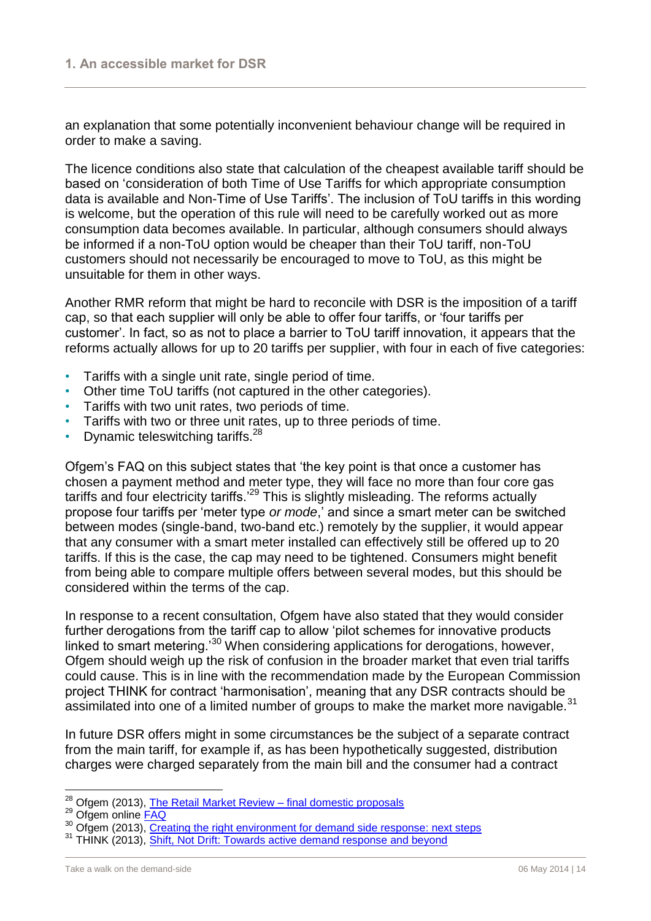an explanation that some potentially inconvenient behaviour change will be required in order to make a saving.

The licence conditions also state that calculation of the cheapest available tariff should be based on 'consideration of both Time of Use Tariffs for which appropriate consumption data is available and Non-Time of Use Tariffs'. The inclusion of ToU tariffs in this wording is welcome, but the operation of this rule will need to be carefully worked out as more consumption data becomes available. In particular, although consumers should always be informed if a non-ToU option would be cheaper than their ToU tariff, non-ToU customers should not necessarily be encouraged to move to ToU, as this might be unsuitable for them in other ways.

Another RMR reform that might be hard to reconcile with DSR is the imposition of a tariff cap, so that each supplier will only be able to offer four tariffs, or 'four tariffs per customer'. In fact, so as not to place a barrier to ToU tariff innovation, it appears that the reforms actually allows for up to 20 tariffs per supplier, with four in each of five categories:

- Tariffs with a single unit rate, single period of time.
- Other time ToU tariffs (not captured in the other categories).
- Tariffs with two unit rates, two periods of time.
- Tariffs with two or three unit rates, up to three periods of time.
- Dynamic teleswitching tariffs.[28]

Ofgem's FAQ on this subject states that 'the key point is that once a customer has chosen a payment method and meter type, they will face no more than four core gas tariffs and four electricity tariffs.'[29] This is slightly misleading. The reforms actually propose four tariffs per 'meter type *or mode*,' and since a smart meter can be switched between modes (single-band, two-band etc.) remotely by the supplier, it would appear that any consumer with a smart meter installed can effectively still be offered up to 20 tariffs. If this is the case, the cap may need to be tightened. Consumers might benefit from being able to compare multiple offers between several modes, but this should be considered within the terms of the cap.

In response to a recent consultation, Ofgem have also stated that they would consider further derogations from the tariff cap to allow 'pilot schemes for innovative products linked to smart metering.'[30] When considering applications for derogations, however, Ofgem should weigh up the risk of confusion in the broader market that even trial tariffs could cause. This is in line with the recommendation made by the European Commission project THINK for contract 'harmonisation', meaning that any DSR contracts should be assimilated into one of a limited number of groups to make the market more navigable.[31]

In future DSR offers might in some circumstances be the subject of a separate contract from the main tariff, for example if, as has been hypothetically suggested, distribution charges were charged separately from the main bill and the consumer had a contract

---

[28] Ofgem (2013), The Retail Market Review – final domestic proposals

[29] Ofgem online FAQ

[30] Ofgem (2013), Creating the right environment for demand side response: next steps

[31] THINK (2013), Shift, Not Drift: Towards active demand response and beyond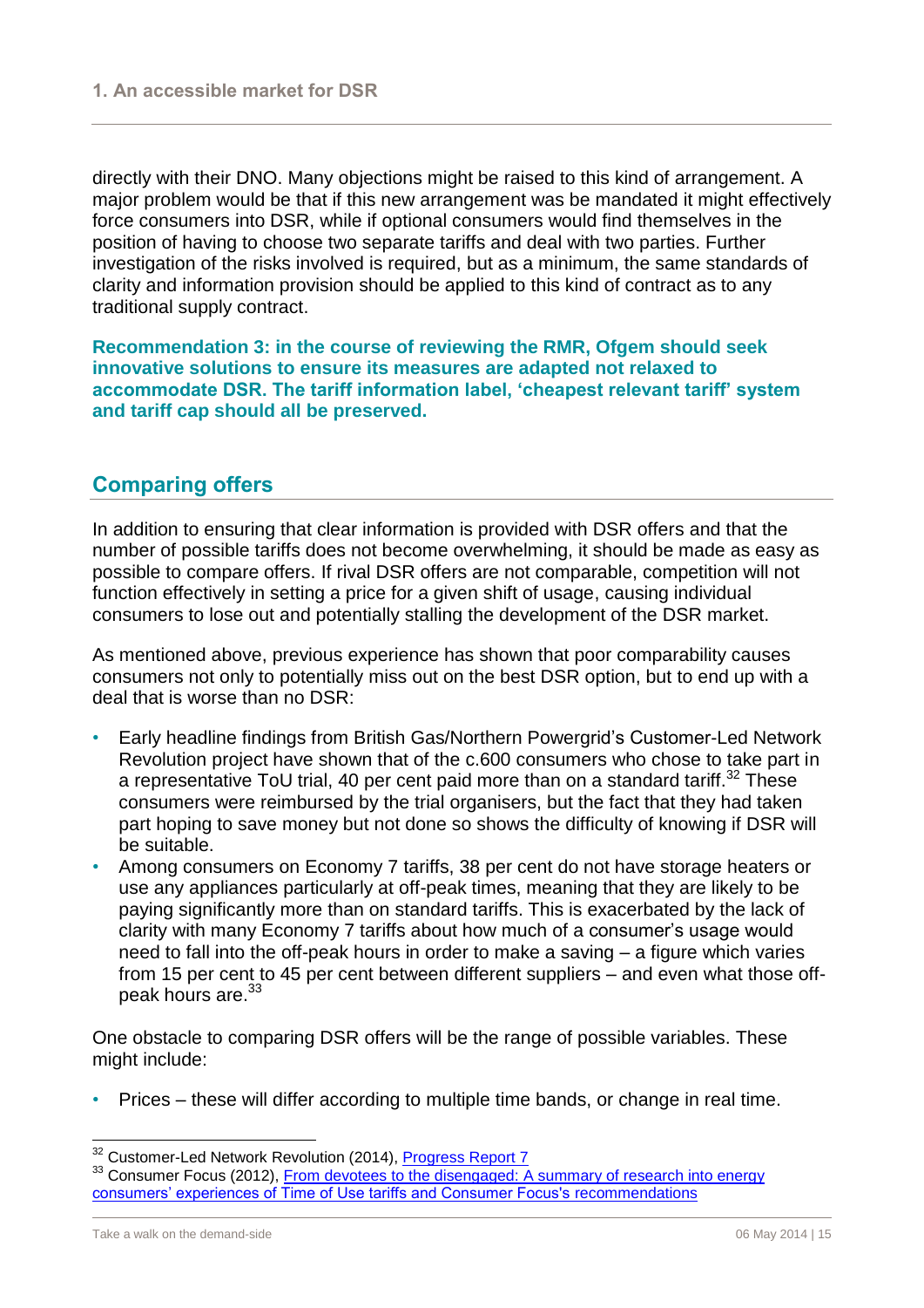directly with their DNO. Many objections might be raised to this kind of arrangement. A major problem would be that if this new arrangement was be mandated it might effectively force consumers into DSR, while if optional consumers would find themselves in the position of having to choose two separate tariffs and deal with two parties. Further investigation of the risks involved is required, but as a minimum, the same standards of clarity and information provision should be applied to this kind of contract as to any traditional supply contract.

**Recommendation 3: in the course of reviewing the RMR, Ofgem should seek innovative solutions to ensure its measures are adapted not relaxed to accommodate DSR. The tariff information label, 'cheapest relevant tariff' system and tariff cap should all be preserved.**

## Comparing offers

In addition to ensuring that clear information is provided with DSR offers and that the number of possible tariffs does not become overwhelming, it should be made as easy as possible to compare offers. If rival DSR offers are not comparable, competition will not function effectively in setting a price for a given shift of usage, causing individual consumers to lose out and potentially stalling the development of the DSR market.

As mentioned above, previous experience has shown that poor comparability causes consumers not only to potentially miss out on the best DSR option, but to end up with a deal that is worse than no DSR:

- Early headline findings from British Gas/Northern Powergrid's Customer-Led Network Revolution project have shown that of the c.600 consumers who chose to take part in a representative ToU trial, 40 per cent paid more than on a standard tariff.[32] These consumers were reimbursed by the trial organisers, but the fact that they had taken part hoping to save money but not done so shows the difficulty of knowing if DSR will be suitable.
- Among consumers on Economy 7 tariffs, 38 per cent do not have storage heaters or use any appliances particularly at off-peak times, meaning that they are likely to be paying significantly more than on standard tariffs. This is exacerbated by the lack of clarity with many Economy 7 tariffs about how much of a consumer's usage would need to fall into the off-peak hours in order to make a saving – a figure which varies from 15 per cent to 45 per cent between different suppliers – and even what those off-peak hours are.[33]

One obstacle to comparing DSR offers will be the range of possible variables. These might include:

- Prices – these will differ according to multiple time bands, or change in real time.

---

[32] Customer-Led Network Revolution (2014), Progress Report 7

[33] Consumer Focus (2012), From devotees to the disengaged: A summary of research into energy consumers' experiences of Time of Use tariffs and Consumer Focus's recommendations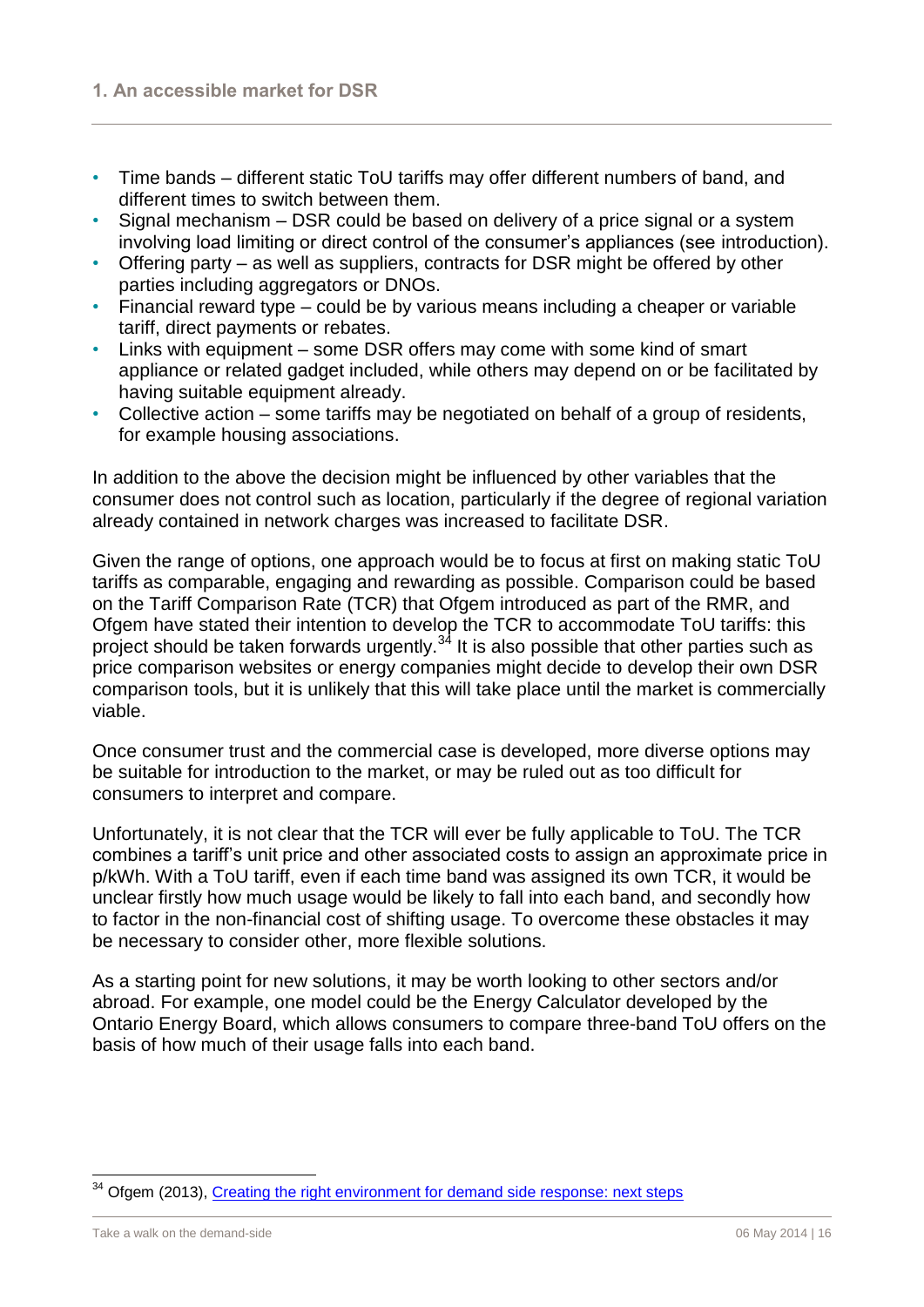- Time bands – different static ToU tariffs may offer different numbers of band, and different times to switch between them.
- Signal mechanism – DSR could be based on delivery of a price signal or a system involving load limiting or direct control of the consumer's appliances (see introduction).
- Offering party – as well as suppliers, contracts for DSR might be offered by other parties including aggregators or DNOs.
- Financial reward type – could be by various means including a cheaper or variable tariff, direct payments or rebates.
- Links with equipment – some DSR offers may come with some kind of smart appliance or related gadget included, while others may depend on or be facilitated by having suitable equipment already.
- Collective action – some tariffs may be negotiated on behalf of a group of residents, for example housing associations.

In addition to the above the decision might be influenced by other variables that the consumer does not control such as location, particularly if the degree of regional variation already contained in network charges was increased to facilitate DSR.

Given the range of options, one approach would be to focus at first on making static ToU tariffs as comparable, engaging and rewarding as possible. Comparison could be based on the Tariff Comparison Rate (TCR) that Ofgem introduced as part of the RMR, and Ofgem have stated their intention to develop the TCR to accommodate ToU tariffs: this project should be taken forwards urgently.[34] It is also possible that other parties such as price comparison websites or energy companies might decide to develop their own DSR comparison tools, but it is unlikely that this will take place until the market is commercially viable.

Once consumer trust and the commercial case is developed, more diverse options may be suitable for introduction to the market, or may be ruled out as too difficult for consumers to interpret and compare.

Unfortunately, it is not clear that the TCR will ever be fully applicable to ToU. The TCR combines a tariff's unit price and other associated costs to assign an approximate price in p/kWh. With a ToU tariff, even if each time band was assigned its own TCR, it would be unclear firstly how much usage would be likely to fall into each band, and secondly how to factor in the non-financial cost of shifting usage. To overcome these obstacles it may be necessary to consider other, more flexible solutions.

As a starting point for new solutions, it may be worth looking to other sectors and/or abroad. For example, one model could be the Energy Calculator developed by the Ontario Energy Board, which allows consumers to compare three-band ToU offers on the basis of how much of their usage falls into each band.

[34] Ofgem (2013), Creating the right environment for demand side response: next steps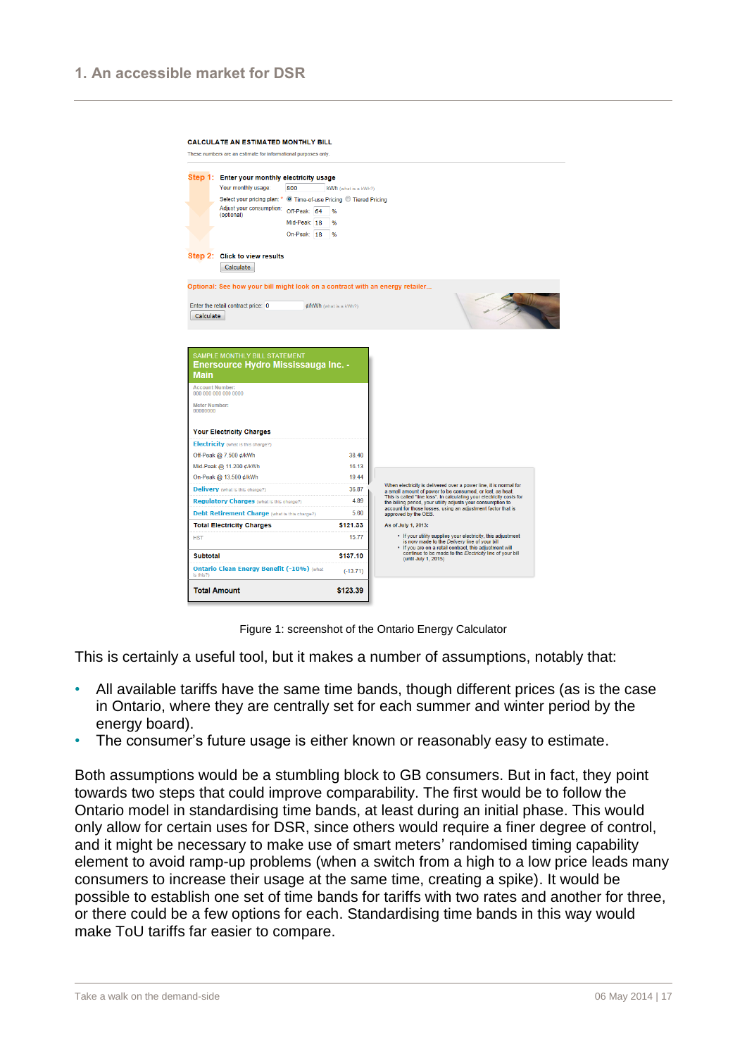Figure 1: screenshot of the Ontario Energy Calculator

This is certainly a useful tool, but it makes a number of assumptions, notably that:

- All available tariffs have the same time bands, though different prices (as is the case in Ontario, where they are centrally set for each summer and winter period by the energy board).
- The consumer's future usage is either known or reasonably easy to estimate.

Both assumptions would be a stumbling block to GB consumers. But in fact, they point towards two steps that could improve comparability. The first would be to follow the Ontario model in standardising time bands, at least during an initial phase. This would only allow for certain uses for DSR, since others would require a finer degree of control, and it might be necessary to make use of smart meters' randomised timing capability element to avoid ramp-up problems (when a switch from a high to a low price leads many consumers to increase their usage at the same time, creating a spike). It would be possible to establish one set of time bands for tariffs with two rates and another for three, or there could be a few options for each. Standardising time bands in this way would make ToU tariffs far easier to compare.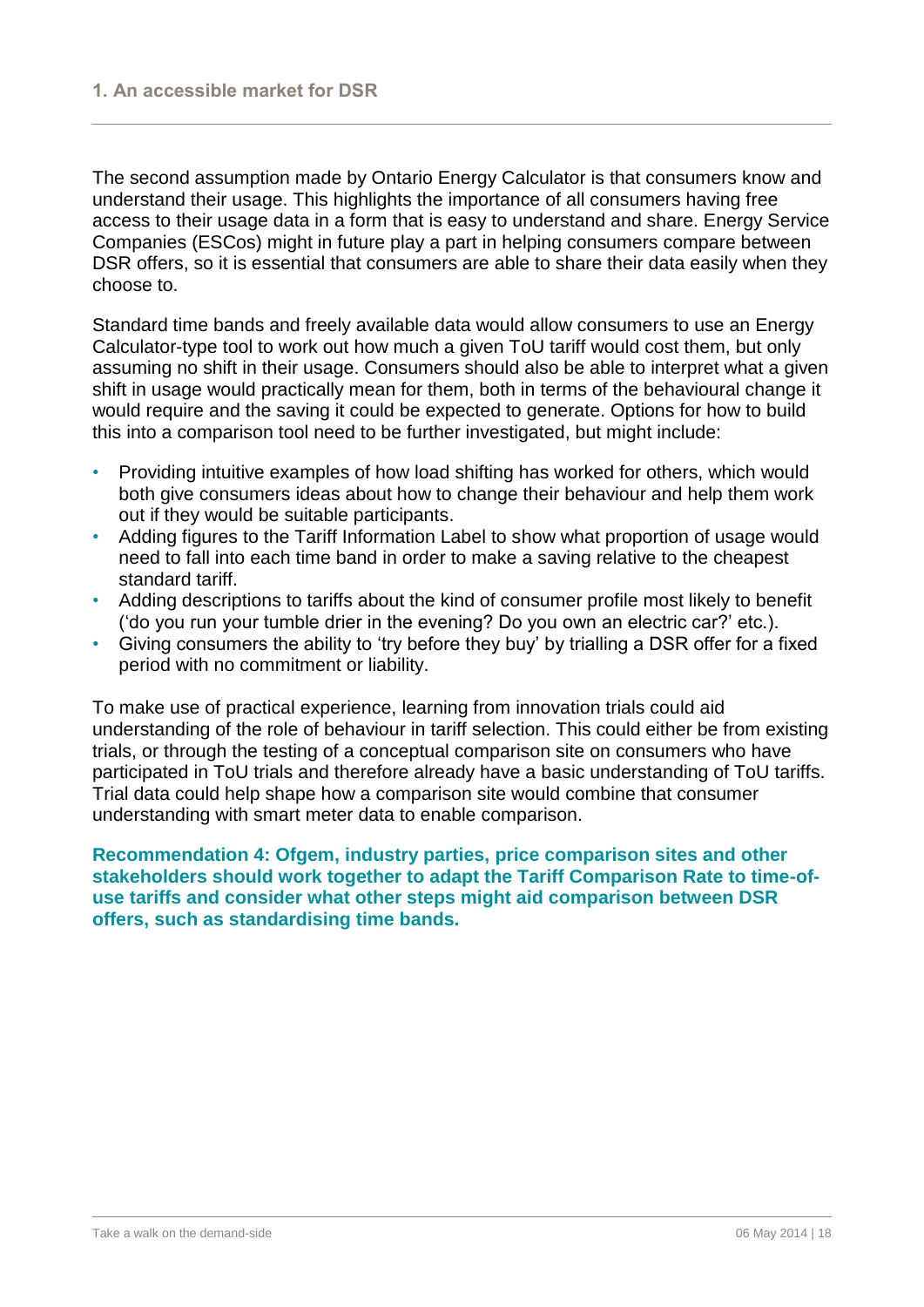The second assumption made by Ontario Energy Calculator is that consumers know and understand their usage. This highlights the importance of all consumers having free access to their usage data in a form that is easy to understand and share. Energy Service Companies (ESCos) might in future play a part in helping consumers compare between DSR offers, so it is essential that consumers are able to share their data easily when they choose to.

Standard time bands and freely available data would allow consumers to use an Energy Calculator-type tool to work out how much a given ToU tariff would cost them, but only assuming no shift in their usage. Consumers should also be able to interpret what a given shift in usage would practically mean for them, both in terms of the behavioural change it would require and the saving it could be expected to generate. Options for how to build this into a comparison tool need to be further investigated, but might include:

- Providing intuitive examples of how load shifting has worked for others, which would both give consumers ideas about how to change their behaviour and help them work out if they would be suitable participants.
- Adding figures to the Tariff Information Label to show what proportion of usage would need to fall into each time band in order to make a saving relative to the cheapest standard tariff.
- Adding descriptions to tariffs about the kind of consumer profile most likely to benefit ('do you run your tumble drier in the evening? Do you own an electric car?' etc.).
- Giving consumers the ability to 'try before they buy' by trialling a DSR offer for a fixed period with no commitment or liability.

To make use of practical experience, learning from innovation trials could aid understanding of the role of behaviour in tariff selection. This could either be from existing trials, or through the testing of a conceptual comparison site on consumers who have participated in ToU trials and therefore already have a basic understanding of ToU tariffs. Trial data could help shape how a comparison site would combine that consumer understanding with smart meter data to enable comparison.

**Recommendation 4: Ofgem, industry parties, price comparison sites and other stakeholders should work together to adapt the Tariff Comparison Rate to time-of-use tariffs and consider what other steps might aid comparison between DSR offers, such as standardising time bands.**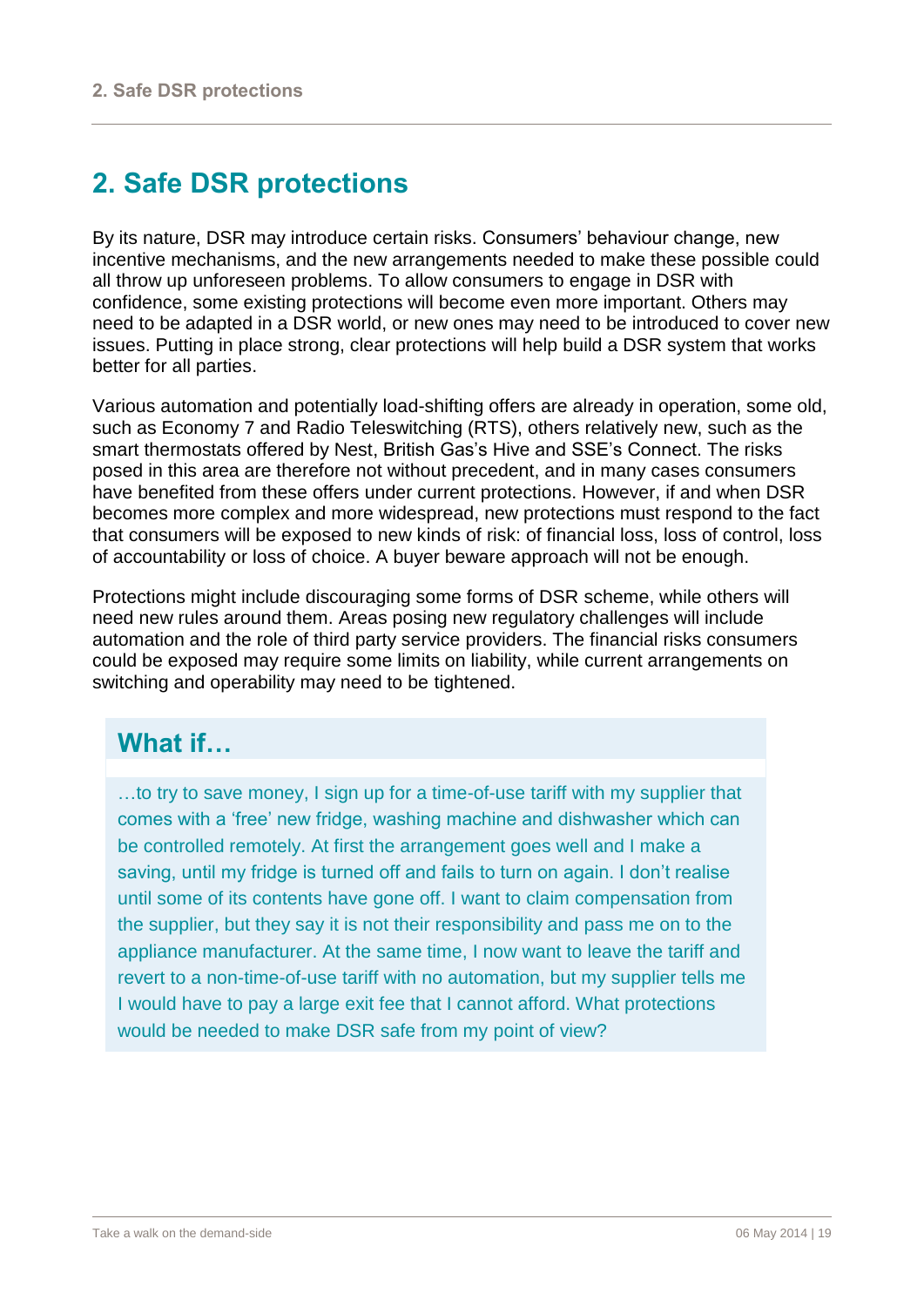# 2. Safe DSR protections

By its nature, DSR may introduce certain risks. Consumers' behaviour change, new incentive mechanisms, and the new arrangements needed to make these possible could all throw up unforeseen problems. To allow consumers to engage in DSR with confidence, some existing protections will become even more important. Others may need to be adapted in a DSR world, or new ones may need to be introduced to cover new issues. Putting in place strong, clear protections will help build a DSR system that works better for all parties.

Various automation and potentially load-shifting offers are already in operation, some old, such as Economy 7 and Radio Teleswitching (RTS), others relatively new, such as the smart thermostats offered by Nest, British Gas's Hive and SSE's Connect. The risks posed in this area are therefore not without precedent, and in many cases consumers have benefited from these offers under current protections. However, if and when DSR becomes more complex and more widespread, new protections must respond to the fact that consumers will be exposed to new kinds of risk: of financial loss, loss of control, loss of accountability or loss of choice. A buyer beware approach will not be enough.

Protections might include discouraging some forms of DSR scheme, while others will need new rules around them. Areas posing new regulatory challenges will include automation and the role of third party service providers. The financial risks consumers could be exposed may require some limits on liability, while current arrangements on switching and operability may need to be tightened.

## What if…

…to try to save money, I sign up for a time-of-use tariff with my supplier that comes with a 'free' new fridge, washing machine and dishwasher which can be controlled remotely. At first the arrangement goes well and I make a saving, until my fridge is turned off and fails to turn on again. I don't realise until some of its contents have gone off. I want to claim compensation from the supplier, but they say it is not their responsibility and pass me on to the appliance manufacturer. At the same time, I now want to leave the tariff and revert to a non-time-of-use tariff with no automation, but my supplier tells me I would have to pay a large exit fee that I cannot afford. What protections would be needed to make DSR safe from my point of view?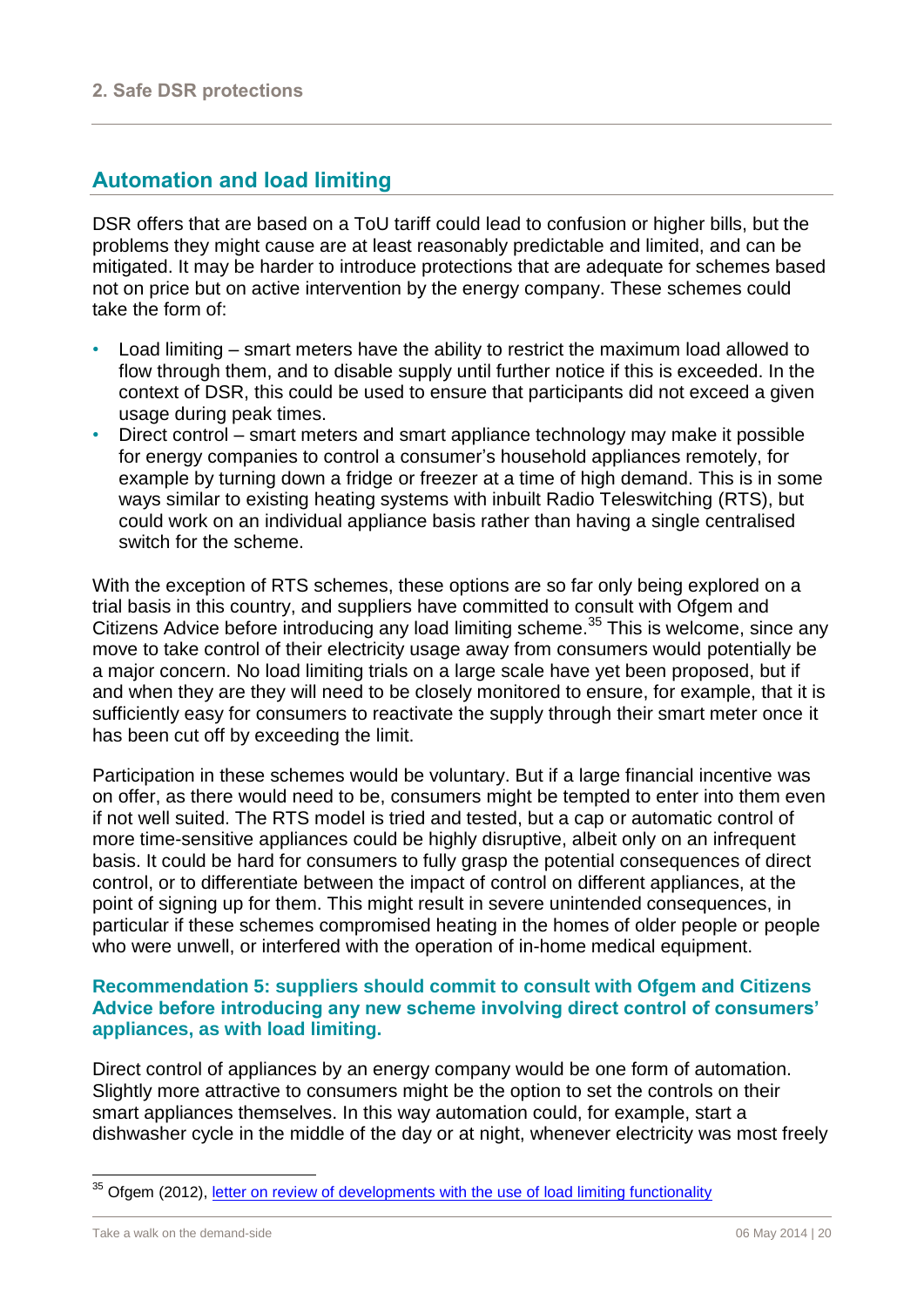## Automation and load limiting

DSR offers that are based on a ToU tariff could lead to confusion or higher bills, but the problems they might cause are at least reasonably predictable and limited, and can be mitigated. It may be harder to introduce protections that are adequate for schemes based not on price but on active intervention by the energy company. These schemes could take the form of:

- Load limiting – smart meters have the ability to restrict the maximum load allowed to flow through them, and to disable supply until further notice if this is exceeded. In the context of DSR, this could be used to ensure that participants did not exceed a given usage during peak times.
- Direct control – smart meters and smart appliance technology may make it possible for energy companies to control a consumer's household appliances remotely, for example by turning down a fridge or freezer at a time of high demand. This is in some ways similar to existing heating systems with inbuilt Radio Teleswitching (RTS), but could work on an individual appliance basis rather than having a single centralised switch for the scheme.

With the exception of RTS schemes, these options are so far only being explored on a trial basis in this country, and suppliers have committed to consult with Ofgem and Citizens Advice before introducing any load limiting scheme.[35] This is welcome, since any move to take control of their electricity usage away from consumers would potentially be a major concern. No load limiting trials on a large scale have yet been proposed, but if and when they are they will need to be closely monitored to ensure, for example, that it is sufficiently easy for consumers to reactivate the supply through their smart meter once it has been cut off by exceeding the limit.

Participation in these schemes would be voluntary. But if a large financial incentive was on offer, as there would need to be, consumers might be tempted to enter into them even if not well suited. The RTS model is tried and tested, but a cap or automatic control of more time-sensitive appliances could be highly disruptive, albeit only on an infrequent basis. It could be hard for consumers to fully grasp the potential consequences of direct control, or to differentiate between the impact of control on different appliances, at the point of signing up for them. This might result in severe unintended consequences, in particular if these schemes compromised heating in the homes of older people or people who were unwell, or interfered with the operation of in-home medical equipment.

**Recommendation 5: suppliers should commit to consult with Ofgem and Citizens Advice before introducing any new scheme involving direct control of consumers' appliances, as with load limiting.**

Direct control of appliances by an energy company would be one form of automation. Slightly more attractive to consumers might be the option to set the controls on their smart appliances themselves. In this way automation could, for example, start a dishwasher cycle in the middle of the day or at night, whenever electricity was most freely

[35] Ofgem (2012), letter on review of developments with the use of load limiting functionality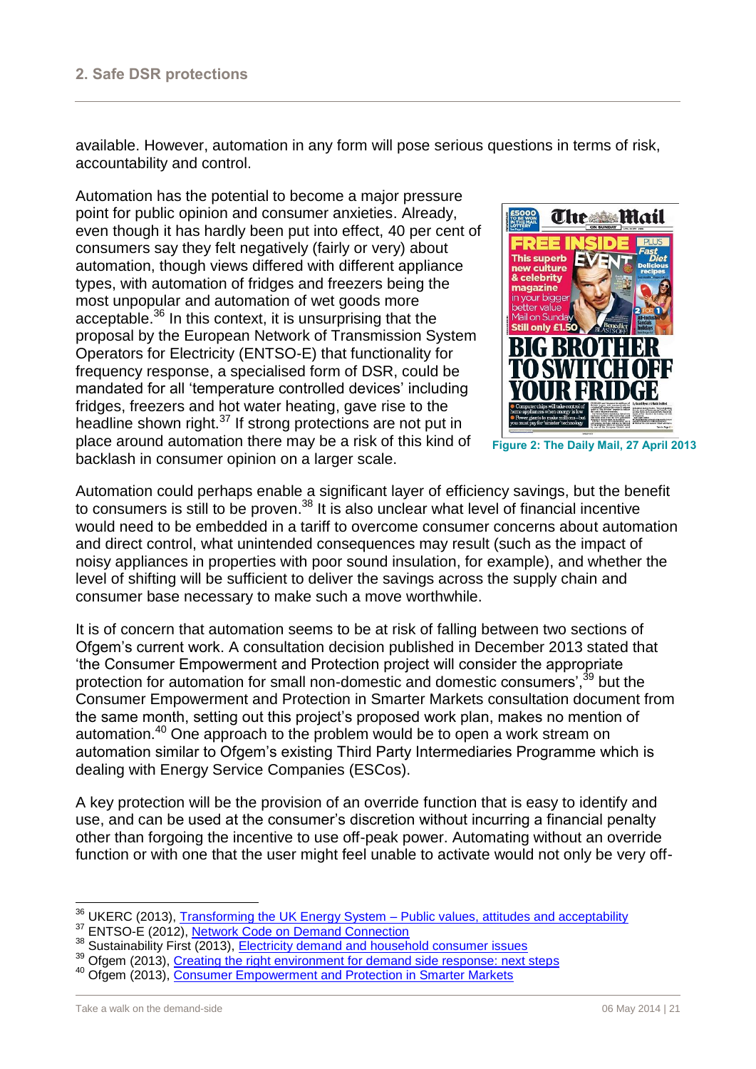available. However, automation in any form will pose serious questions in terms of risk, accountability and control.

Automation has the potential to become a major pressure point for public opinion and consumer anxieties. Already, even though it has hardly been put into effect, 40 per cent of consumers say they felt negatively (fairly or very) about automation, though views differed with different appliance types, with automation of fridges and freezers being the most unpopular and automation of wet goods more acceptable.[36] In this context, it is unsurprising that the proposal by the European Network of Transmission System Operators for Electricity (ENTSO-E) that functionality for frequency response, a specialised form of DSR, could be mandated for all 'temperature controlled devices' including fridges, freezers and hot water heating, gave rise to the headline shown right.[37] If strong protections are not put in place around automation there may be a risk of this kind of backlash in consumer opinion on a larger scale.

**Figure 2: The Daily Mail, 27 April 2013**

Automation could perhaps enable a significant layer of efficiency savings, but the benefit to consumers is still to be proven.[38] It is also unclear what level of financial incentive would need to be embedded in a tariff to overcome consumer concerns about automation and direct control, what unintended consequences may result (such as the impact of noisy appliances in properties with poor sound insulation, for example), and whether the level of shifting will be sufficient to deliver the savings across the supply chain and consumer base necessary to make such a move worthwhile.

It is of concern that automation seems to be at risk of falling between two sections of Ofgem's current work. A consultation decision published in December 2013 stated that 'the Consumer Empowerment and Protection project will consider the appropriate protection for automation for small non-domestic and domestic consumers',[39] but the Consumer Empowerment and Protection in Smarter Markets consultation document from the same month, setting out this project's proposed work plan, makes no mention of automation.[40] One approach to the problem would be to open a work stream on automation similar to Ofgem's existing Third Party Intermediaries Programme which is dealing with Energy Service Companies (ESCos).

A key protection will be the provision of an override function that is easy to identify and use, and can be used at the consumer's discretion without incurring a financial penalty other than forgoing the incentive to use off-peak power. Automating without an override function or with one that the user might feel unable to activate would not only be very off-

---

[36] UKERC (2013), Transforming the UK Energy System – Public values, attitudes and acceptability
[37] ENTSO-E (2012), Network Code on Demand Connection
[38] Sustainability First (2013), Electricity demand and household consumer issues
[39] Ofgem (2013), Creating the right environment for demand side response: next steps
[40] Ofgem (2013), Consumer Empowerment and Protection in Smarter Markets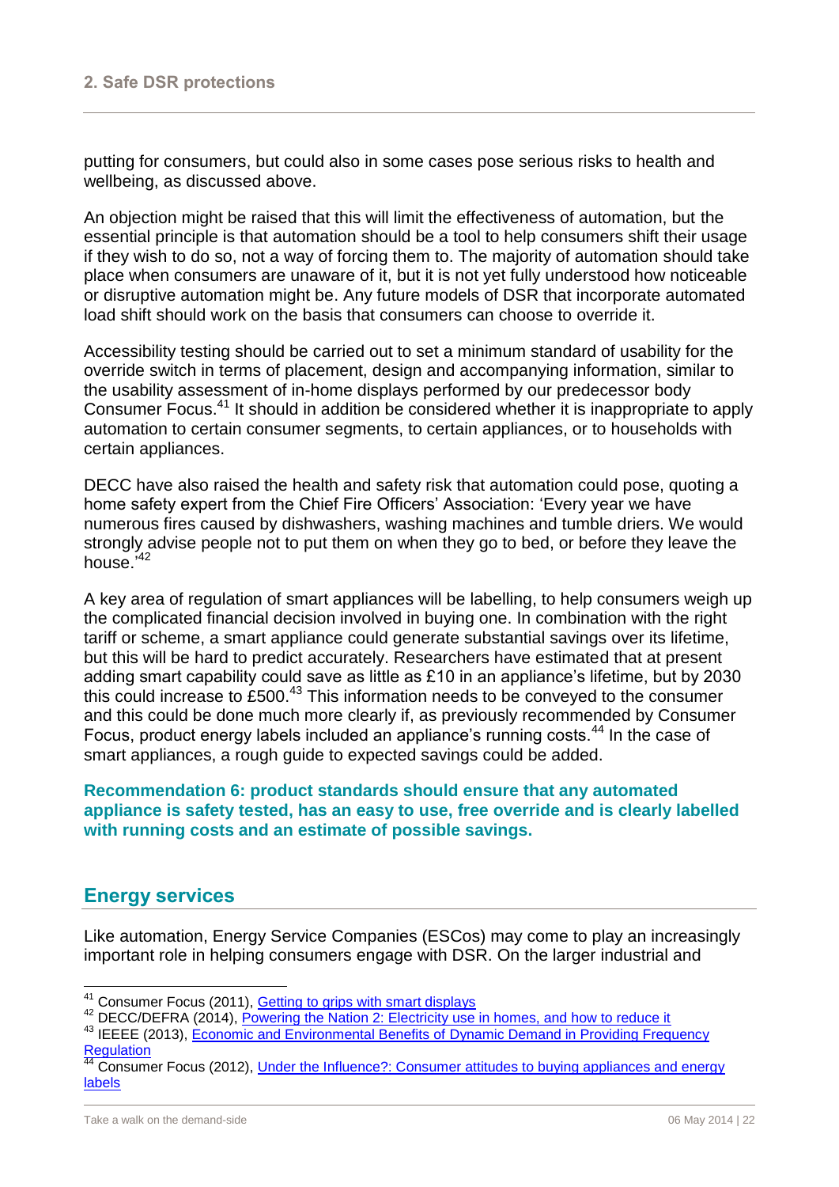putting for consumers, but could also in some cases pose serious risks to health and wellbeing, as discussed above.

An objection might be raised that this will limit the effectiveness of automation, but the essential principle is that automation should be a tool to help consumers shift their usage if they wish to do so, not a way of forcing them to. The majority of automation should take place when consumers are unaware of it, but it is not yet fully understood how noticeable or disruptive automation might be. Any future models of DSR that incorporate automated load shift should work on the basis that consumers can choose to override it.

Accessibility testing should be carried out to set a minimum standard of usability for the override switch in terms of placement, design and accompanying information, similar to the usability assessment of in-home displays performed by our predecessor body Consumer Focus.[41] It should in addition be considered whether it is inappropriate to apply automation to certain consumer segments, to certain appliances, or to households with certain appliances.

DECC have also raised the health and safety risk that automation could pose, quoting a home safety expert from the Chief Fire Officers' Association: 'Every year we have numerous fires caused by dishwashers, washing machines and tumble driers. We would strongly advise people not to put them on when they go to bed, or before they leave the house.'[42]

A key area of regulation of smart appliances will be labelling, to help consumers weigh up the complicated financial decision involved in buying one. In combination with the right tariff or scheme, a smart appliance could generate substantial savings over its lifetime, but this will be hard to predict accurately. Researchers have estimated that at present adding smart capability could save as little as £10 in an appliance's lifetime, but by 2030 this could increase to £500.[43] This information needs to be conveyed to the consumer and this could be done much more clearly if, as previously recommended by Consumer Focus, product energy labels included an appliance's running costs.[44] In the case of smart appliances, a rough guide to expected savings could be added.

**Recommendation 6: product standards should ensure that any automated appliance is safety tested, has an easy to use, free override and is clearly labelled with running costs and an estimate of possible savings.**

## Energy services

Like automation, Energy Service Companies (ESCos) may come to play an increasingly important role in helping consumers engage with DSR. On the larger industrial and

---

[41] Consumer Focus (2011), Getting to grips with smart displays

[42] DECC/DEFRA (2014), Powering the Nation 2: Electricity use in homes, and how to reduce it

[43] IEEE (2013), Economic and Environmental Benefits of Dynamic Demand in Providing Frequency Regulation

[44] Consumer Focus (2012), Under the Influence?: Consumer attitudes to buying appliances and energy labels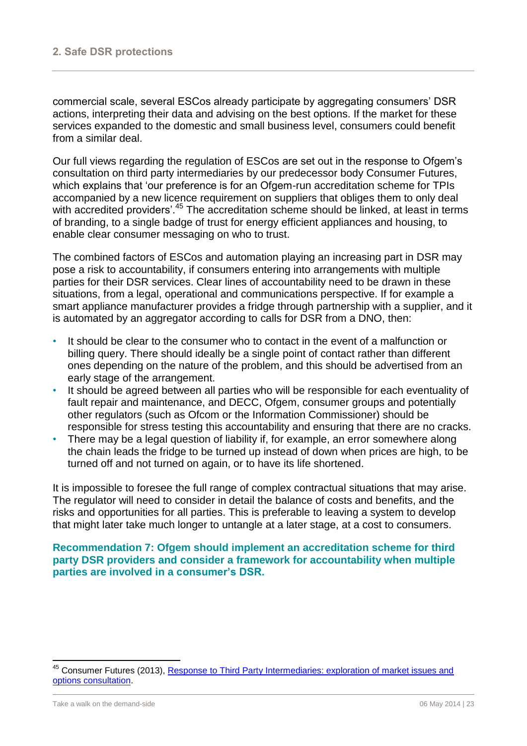commercial scale, several ESCos already participate by aggregating consumers' DSR actions, interpreting their data and advising on the best options. If the market for these services expanded to the domestic and small business level, consumers could benefit from a similar deal.

Our full views regarding the regulation of ESCos are set out in the response to Ofgem's consultation on third party intermediaries by our predecessor body Consumer Futures, which explains that 'our preference is for an Ofgem-run accreditation scheme for TPIs accompanied by a new licence requirement on suppliers that obliges them to only deal with accredited providers'.[45] The accreditation scheme should be linked, at least in terms of branding, to a single badge of trust for energy efficient appliances and housing, to enable clear consumer messaging on who to trust.

The combined factors of ESCos and automation playing an increasing part in DSR may pose a risk to accountability, if consumers entering into arrangements with multiple parties for their DSR services. Clear lines of accountability need to be drawn in these situations, from a legal, operational and communications perspective. If for example a smart appliance manufacturer provides a fridge through partnership with a supplier, and it is automated by an aggregator according to calls for DSR from a DNO, then:

- It should be clear to the consumer who to contact in the event of a malfunction or billing query. There should ideally be a single point of contact rather than different ones depending on the nature of the problem, and this should be advertised from an early stage of the arrangement.
- It should be agreed between all parties who will be responsible for each eventuality of fault repair and maintenance, and DECC, Ofgem, consumer groups and potentially other regulators (such as Ofcom or the Information Commissioner) should be responsible for stress testing this accountability and ensuring that there are no cracks.
- There may be a legal question of liability if, for example, an error somewhere along the chain leads the fridge to be turned up instead of down when prices are high, to be turned off and not turned on again, or to have its life shortened.

It is impossible to foresee the full range of complex contractual situations that may arise. The regulator will need to consider in detail the balance of costs and benefits, and the risks and opportunities for all parties. This is preferable to leaving a system to develop that might later take much longer to untangle at a later stage, at a cost to consumers.

**Recommendation 7: Ofgem should implement an accreditation scheme for third party DSR providers and consider a framework for accountability when multiple parties are involved in a consumer's DSR.**

---

[45] Consumer Futures (2013), Response to Third Party Intermediaries: exploration of market issues and options consultation.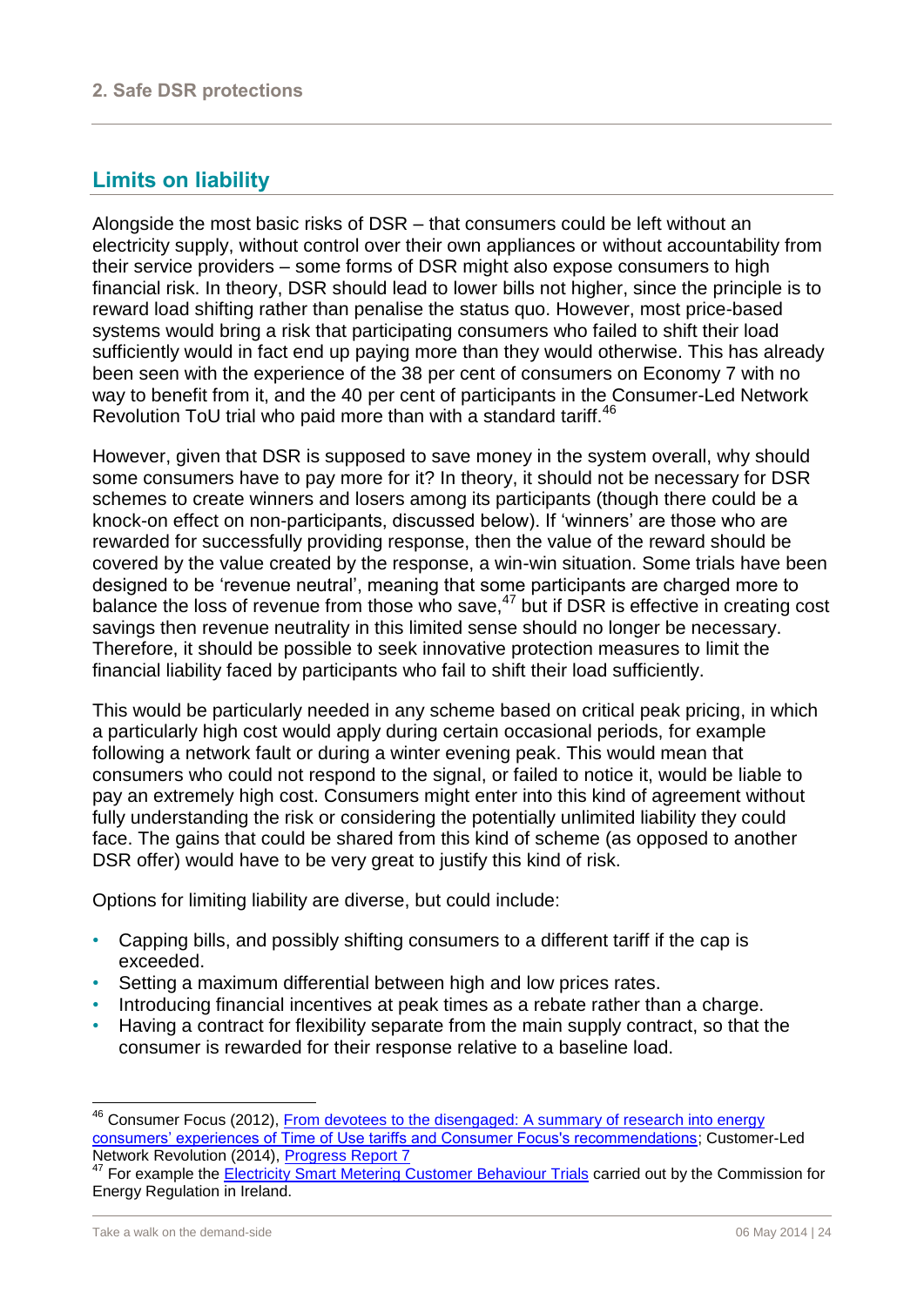## Limits on liability

Alongside the most basic risks of DSR – that consumers could be left without an electricity supply, without control over their own appliances or without accountability from their service providers – some forms of DSR might also expose consumers to high financial risk. In theory, DSR should lead to lower bills not higher, since the principle is to reward load shifting rather than penalise the status quo. However, most price-based systems would bring a risk that participating consumers who failed to shift their load sufficiently would in fact end up paying more than they would otherwise. This has already been seen with the experience of the 38 per cent of consumers on Economy 7 with no way to benefit from it, and the 40 per cent of participants in the Consumer-Led Network Revolution ToU trial who paid more than with a standard tariff.[46]

However, given that DSR is supposed to save money in the system overall, why should some consumers have to pay more for it? In theory, it should not be necessary for DSR schemes to create winners and losers among its participants (though there could be a knock-on effect on non-participants, discussed below). If 'winners' are those who are rewarded for successfully providing response, then the value of the reward should be covered by the value created by the response, a win-win situation. Some trials have been designed to be 'revenue neutral', meaning that some participants are charged more to balance the loss of revenue from those who save,[47] but if DSR is effective in creating cost savings then revenue neutrality in this limited sense should no longer be necessary. Therefore, it should be possible to seek innovative protection measures to limit the financial liability faced by participants who fail to shift their load sufficiently.

This would be particularly needed in any scheme based on critical peak pricing, in which a particularly high cost would apply during certain occasional periods, for example following a network fault or during a winter evening peak. This would mean that consumers who could not respond to the signal, or failed to notice it, would be liable to pay an extremely high cost. Consumers might enter into this kind of agreement without fully understanding the risk or considering the potentially unlimited liability they could face. The gains that could be shared from this kind of scheme (as opposed to another DSR offer) would have to be very great to justify this kind of risk.

Options for limiting liability are diverse, but could include:

- Capping bills, and possibly shifting consumers to a different tariff if the cap is exceeded.
- Setting a maximum differential between high and low prices rates.
- Introducing financial incentives at peak times as a rebate rather than a charge.
- Having a contract for flexibility separate from the main supply contract, so that the consumer is rewarded for their response relative to a baseline load.

---

[46] Consumer Focus (2012), From devotees to the disengaged: A summary of research into energy consumers' experiences of Time of Use tariffs and Consumer Focus's recommendations; Customer-Led Network Revolution (2014), Progress Report 7

[47] For example the Electricity Smart Metering Customer Behaviour Trials carried out by the Commission for Energy Regulation in Ireland.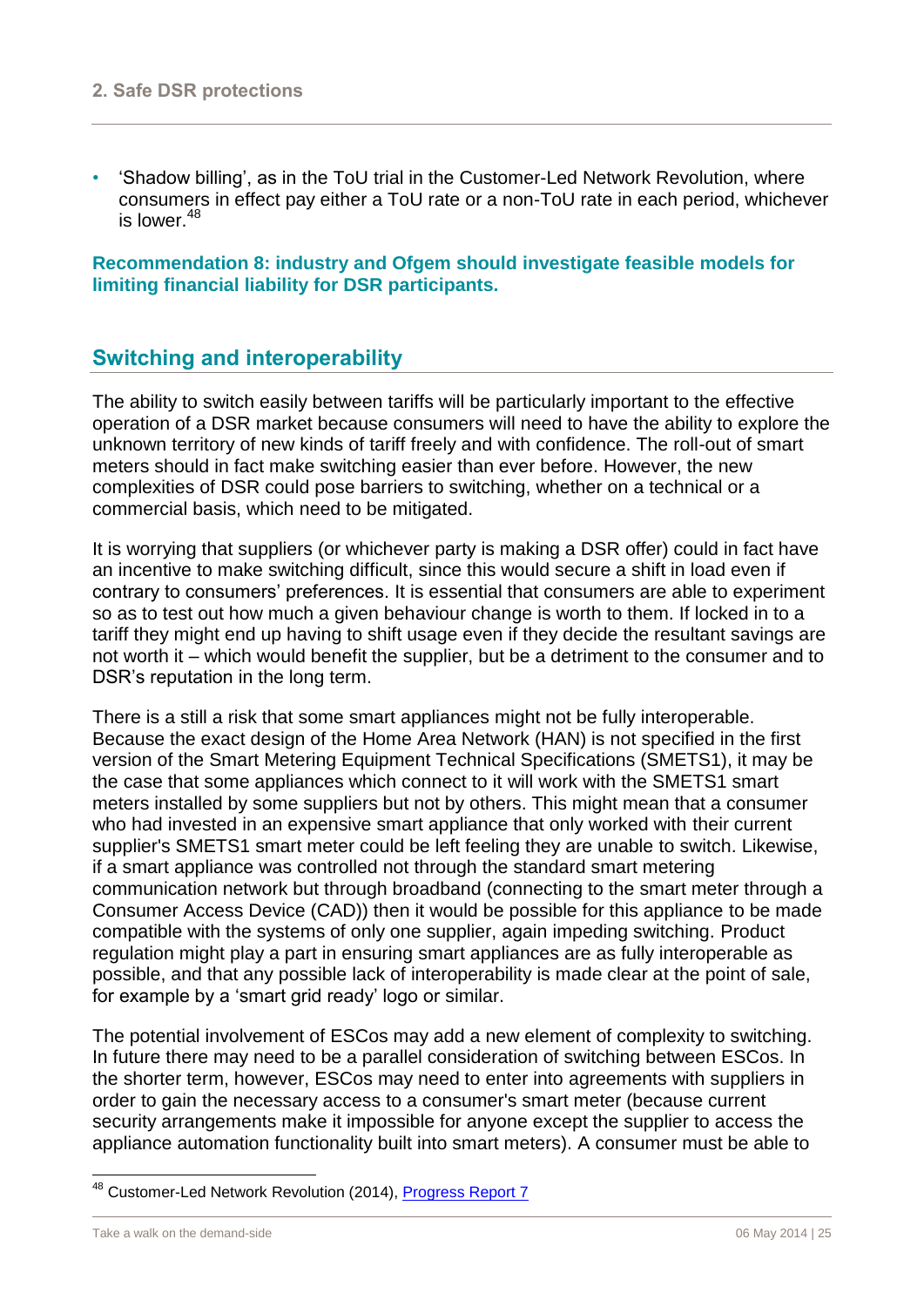- 'Shadow billing', as in the ToU trial in the Customer-Led Network Revolution, where consumers in effect pay either a ToU rate or a non-ToU rate in each period, whichever is lower.[48]

**Recommendation 8: industry and Ofgem should investigate feasible models for limiting financial liability for DSR participants.**

## Switching and interoperability

The ability to switch easily between tariffs will be particularly important to the effective operation of a DSR market because consumers will need to have the ability to explore the unknown territory of new kinds of tariff freely and with confidence. The roll-out of smart meters should in fact make switching easier than ever before. However, the new complexities of DSR could pose barriers to switching, whether on a technical or a commercial basis, which need to be mitigated.

It is worrying that suppliers (or whichever party is making a DSR offer) could in fact have an incentive to make switching difficult, since this would secure a shift in load even if contrary to consumers' preferences. It is essential that consumers are able to experiment so as to test out how much a given behaviour change is worth to them. If locked in to a tariff they might end up having to shift usage even if they decide the resultant savings are not worth it – which would benefit the supplier, but be a detriment to the consumer and to DSR's reputation in the long term.

There is a still a risk that some smart appliances might not be fully interoperable. Because the exact design of the Home Area Network (HAN) is not specified in the first version of the Smart Metering Equipment Technical Specifications (SMETS1), it may be the case that some appliances which connect to it will work with the SMETS1 smart meters installed by some suppliers but not by others. This might mean that a consumer who had invested in an expensive smart appliance that only worked with their current supplier's SMETS1 smart meter could be left feeling they are unable to switch. Likewise, if a smart appliance was controlled not through the standard smart metering communication network but through broadband (connecting to the smart meter through a Consumer Access Device (CAD)) then it would be possible for this appliance to be made compatible with the systems of only one supplier, again impeding switching. Product regulation might play a part in ensuring smart appliances are as fully interoperable as possible, and that any possible lack of interoperability is made clear at the point of sale, for example by a 'smart grid ready' logo or similar.

The potential involvement of ESCos may add a new element of complexity to switching. In future there may need to be a parallel consideration of switching between ESCos. In the shorter term, however, ESCos may need to enter into agreements with suppliers in order to gain the necessary access to a consumer's smart meter (because current security arrangements make it impossible for anyone except the supplier to access the appliance automation functionality built into smart meters). A consumer must be able to

[48] Customer-Led Network Revolution (2014), Progress Report 7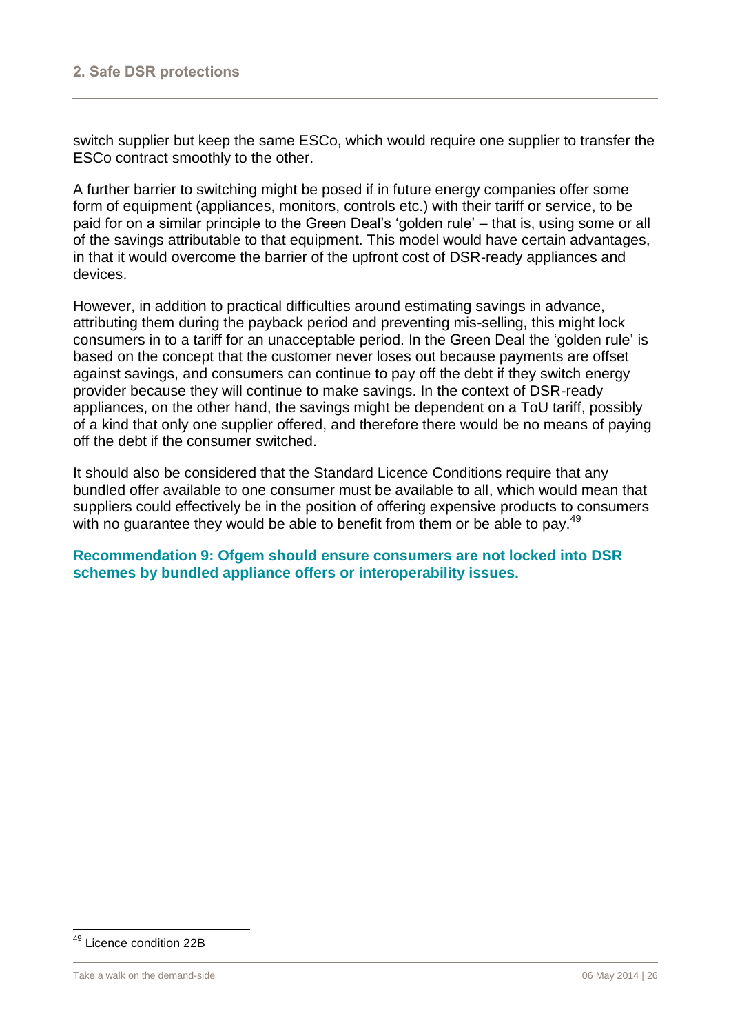switch supplier but keep the same ESCo, which would require one supplier to transfer the ESCo contract smoothly to the other.

A further barrier to switching might be posed if in future energy companies offer some form of equipment (appliances, monitors, controls etc.) with their tariff or service, to be paid for on a similar principle to the Green Deal's 'golden rule' – that is, using some or all of the savings attributable to that equipment. This model would have certain advantages, in that it would overcome the barrier of the upfront cost of DSR-ready appliances and devices.

However, in addition to practical difficulties around estimating savings in advance, attributing them during the payback period and preventing mis-selling, this might lock consumers in to a tariff for an unacceptable period. In the Green Deal the 'golden rule' is based on the concept that the customer never loses out because payments are offset against savings, and consumers can continue to pay off the debt if they switch energy provider because they will continue to make savings. In the context of DSR-ready appliances, on the other hand, the savings might be dependent on a ToU tariff, possibly of a kind that only one supplier offered, and therefore there would be no means of paying off the debt if the consumer switched.

It should also be considered that the Standard Licence Conditions require that any bundled offer available to one consumer must be available to all, which would mean that suppliers could effectively be in the position of offering expensive products to consumers with no guarantee they would be able to benefit from them or be able to pay.[49]

**Recommendation 9: Ofgem should ensure consumers are not locked into DSR schemes by bundled appliance offers or interoperability issues.**

[49] Licence condition 22B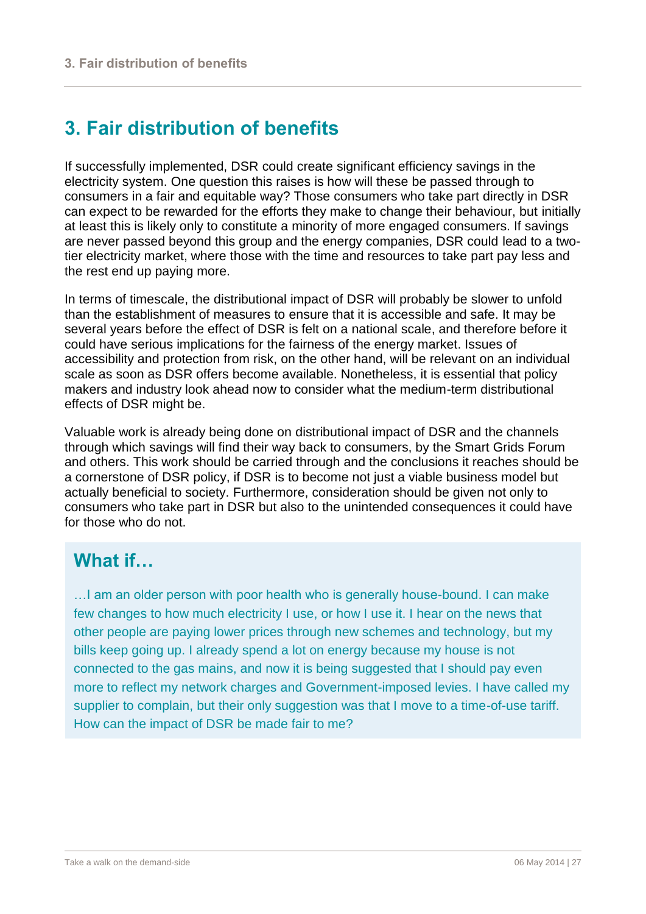# 3. Fair distribution of benefits

If successfully implemented, DSR could create significant efficiency savings in the electricity system. One question this raises is how will these be passed through to consumers in a fair and equitable way? Those consumers who take part directly in DSR can expect to be rewarded for the efforts they make to change their behaviour, but initially at least this is likely only to constitute a minority of more engaged consumers. If savings are never passed beyond this group and the energy companies, DSR could lead to a two-tier electricity market, where those with the time and resources to take part pay less and the rest end up paying more.

In terms of timescale, the distributional impact of DSR will probably be slower to unfold than the establishment of measures to ensure that it is accessible and safe. It may be several years before the effect of DSR is felt on a national scale, and therefore before it could have serious implications for the fairness of the energy market. Issues of accessibility and protection from risk, on the other hand, will be relevant on an individual scale as soon as DSR offers become available. Nonetheless, it is essential that policy makers and industry look ahead now to consider what the medium-term distributional effects of DSR might be.

Valuable work is already being done on distributional impact of DSR and the channels through which savings will find their way back to consumers, by the Smart Grids Forum and others. This work should be carried through and the conclusions it reaches should be a cornerstone of DSR policy, if DSR is to become not just a viable business model but actually beneficial to society. Furthermore, consideration should be given not only to consumers who take part in DSR but also to the unintended consequences it could have for those who do not.

## What if…

…I am an older person with poor health who is generally house-bound. I can make few changes to how much electricity I use, or how I use it. I hear on the news that other people are paying lower prices through new schemes and technology, but my bills keep going up. I already spend a lot on energy because my house is not connected to the gas mains, and now it is being suggested that I should pay even more to reflect my network charges and Government-imposed levies. I have called my supplier to complain, but their only suggestion was that I move to a time-of-use tariff. How can the impact of DSR be made fair to me?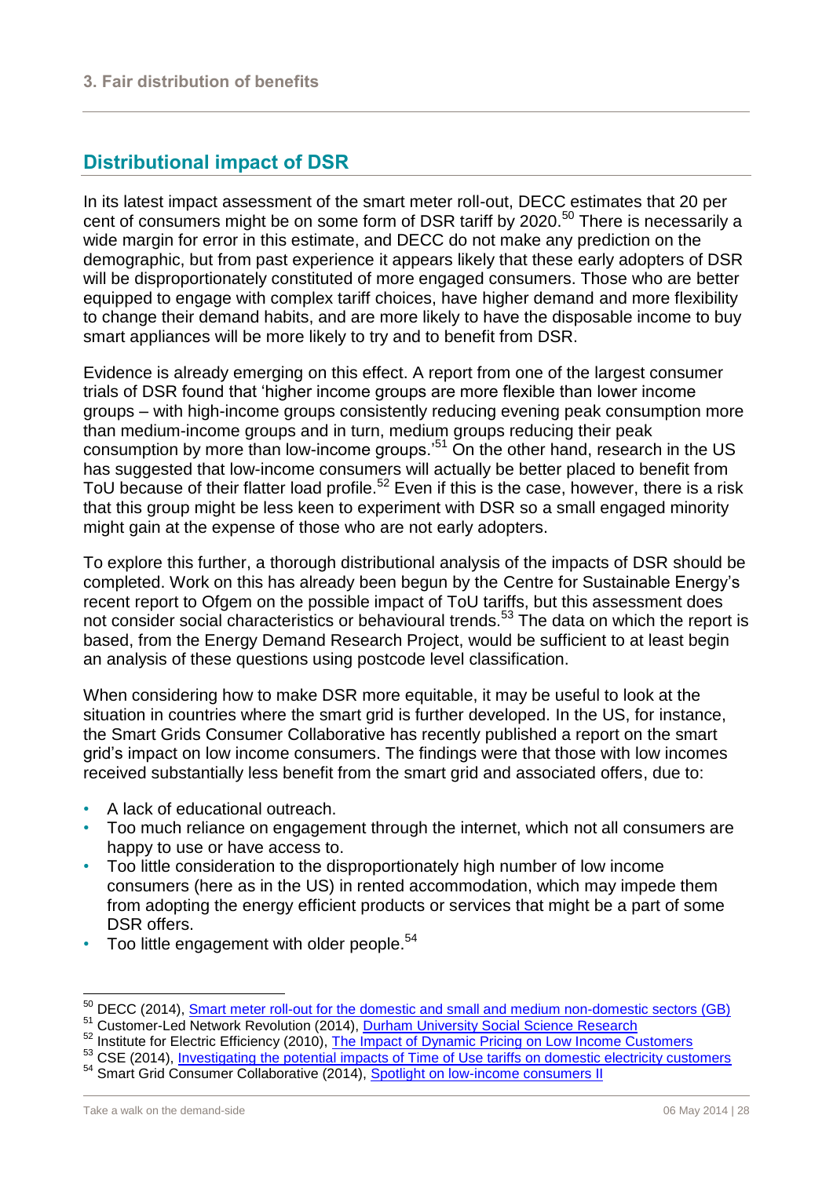## Distributional impact of DSR

In its latest impact assessment of the smart meter roll-out, DECC estimates that 20 per cent of consumers might be on some form of DSR tariff by 2020.[50] There is necessarily a wide margin for error in this estimate, and DECC do not make any prediction on the demographic, but from past experience it appears likely that these early adopters of DSR will be disproportionately constituted of more engaged consumers. Those who are better equipped to engage with complex tariff choices, have higher demand and more flexibility to change their demand habits, and are more likely to have the disposable income to buy smart appliances will be more likely to try and to benefit from DSR.

Evidence is already emerging on this effect. A report from one of the largest consumer trials of DSR found that 'higher income groups are more flexible than lower income groups – with high-income groups consistently reducing evening peak consumption more than medium-income groups and in turn, medium groups reducing their peak consumption by more than low-income groups.'[51] On the other hand, research in the US has suggested that low-income consumers will actually be better placed to benefit from ToU because of their flatter load profile.[52] Even if this is the case, however, there is a risk that this group might be less keen to experiment with DSR so a small engaged minority might gain at the expense of those who are not early adopters.

To explore this further, a thorough distributional analysis of the impacts of DSR should be completed. Work on this has already been begun by the Centre for Sustainable Energy's recent report to Ofgem on the possible impact of ToU tariffs, but this assessment does not consider social characteristics or behavioural trends.[53] The data on which the report is based, from the Energy Demand Research Project, would be sufficient to at least begin an analysis of these questions using postcode level classification.

When considering how to make DSR more equitable, it may be useful to look at the situation in countries where the smart grid is further developed. In the US, for instance, the Smart Grids Consumer Collaborative has recently published a report on the smart grid's impact on low income consumers. The findings were that those with low incomes received substantially less benefit from the smart grid and associated offers, due to:

- A lack of educational outreach.
- Too much reliance on engagement through the internet, which not all consumers are happy to use or have access to.
- Too little consideration to the disproportionately high number of low income consumers (here as in the US) in rented accommodation, which may impede them from adopting the energy efficient products or services that might be a part of some DSR offers.
- Too little engagement with older people.[54]

---

[50] DECC (2014), Smart meter roll-out for the domestic and small and medium non-domestic sectors (GB)
[51] Customer-Led Network Revolution (2014), Durham University Social Science Research
[52] Institute for Electric Efficiency (2010), The Impact of Dynamic Pricing on Low Income Customers
[53] CSE (2014), Investigating the potential impacts of Time of Use tariffs on domestic electricity customers
[54] Smart Grid Consumer Collaborative (2014), Spotlight on low-income consumers II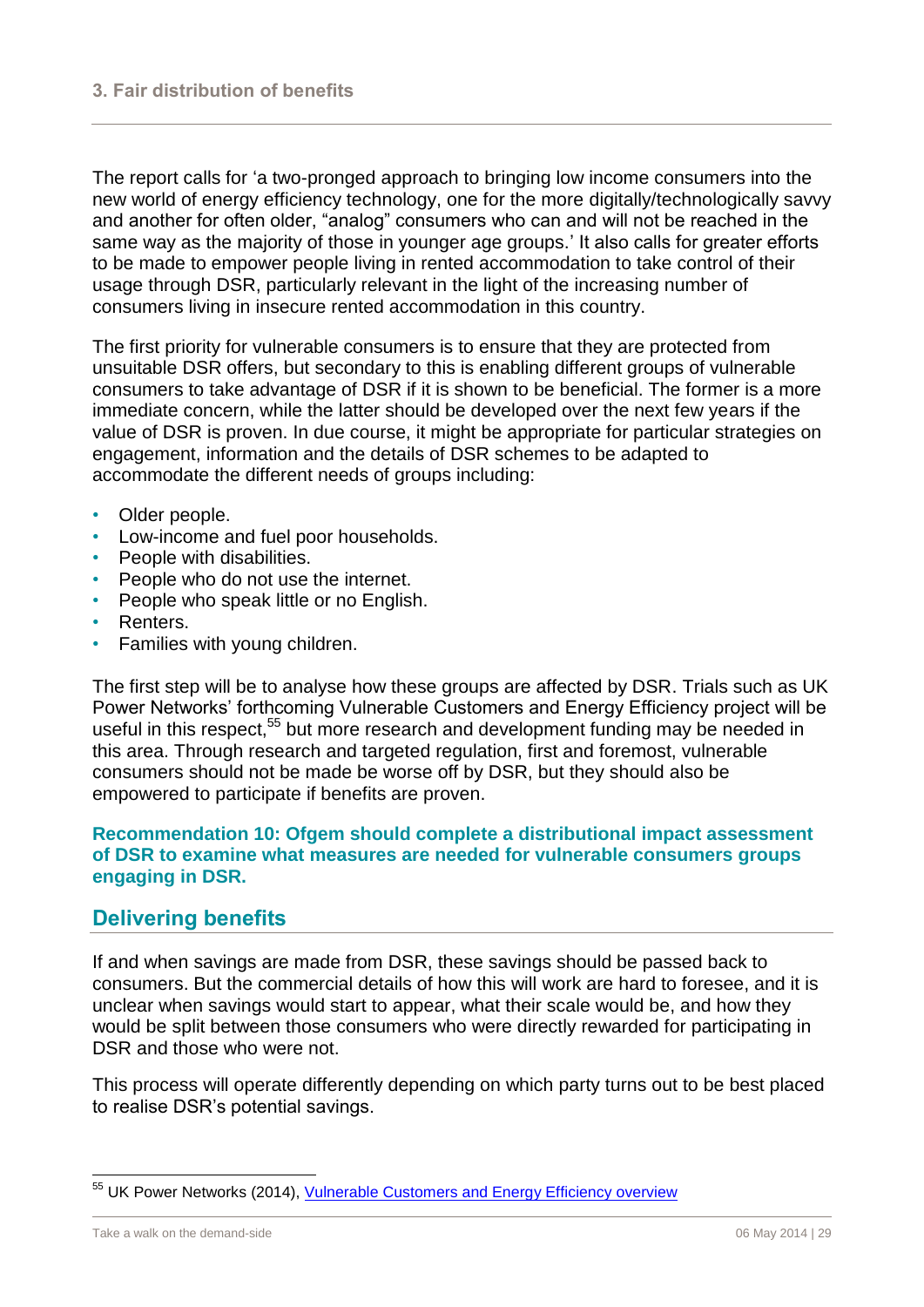The report calls for 'a two-pronged approach to bringing low income consumers into the new world of energy efficiency technology, one for the more digitally/technologically savvy and another for often older, "analog" consumers who can and will not be reached in the same way as the majority of those in younger age groups.' It also calls for greater efforts to be made to empower people living in rented accommodation to take control of their usage through DSR, particularly relevant in the light of the increasing number of consumers living in insecure rented accommodation in this country.

The first priority for vulnerable consumers is to ensure that they are protected from unsuitable DSR offers, but secondary to this is enabling different groups of vulnerable consumers to take advantage of DSR if it is shown to be beneficial. The former is a more immediate concern, while the latter should be developed over the next few years if the value of DSR is proven. In due course, it might be appropriate for particular strategies on engagement, information and the details of DSR schemes to be adapted to accommodate the different needs of groups including:

- Older people.
- Low-income and fuel poor households.
- People with disabilities.
- People who do not use the internet.
- People who speak little or no English.
- Renters.
- Families with young children.

The first step will be to analyse how these groups are affected by DSR. Trials such as UK Power Networks' forthcoming Vulnerable Customers and Energy Efficiency project will be useful in this respect,[55] but more research and development funding may be needed in this area. Through research and targeted regulation, first and foremost, vulnerable consumers should not be made be worse off by DSR, but they should also be empowered to participate if benefits are proven.

**Recommendation 10: Ofgem should complete a distributional impact assessment of DSR to examine what measures are needed for vulnerable consumers groups engaging in DSR.**

## Delivering benefits

If and when savings are made from DSR, these savings should be passed back to consumers. But the commercial details of how this will work are hard to foresee, and it is unclear when savings would start to appear, what their scale would be, and how they would be split between those consumers who were directly rewarded for participating in DSR and those who were not.

This process will operate differently depending on which party turns out to be best placed to realise DSR's potential savings.

[55] UK Power Networks (2014), Vulnerable Customers and Energy Efficiency overview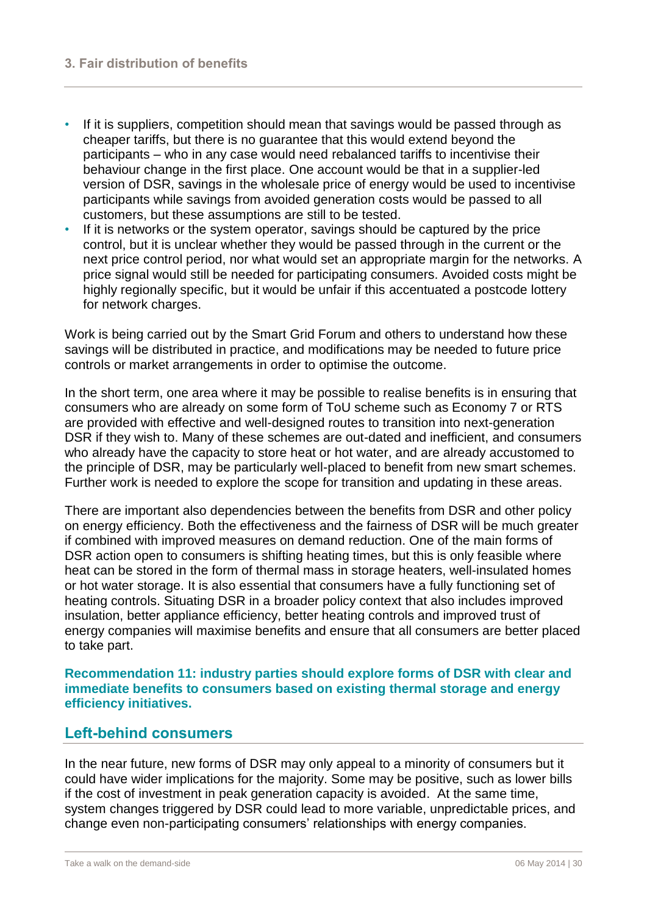- If it is suppliers, competition should mean that savings would be passed through as cheaper tariffs, but there is no guarantee that this would extend beyond the participants – who in any case would need rebalanced tariffs to incentivise their behaviour change in the first place. One account would be that in a supplier-led version of DSR, savings in the wholesale price of energy would be used to incentivise participants while savings from avoided generation costs would be passed to all customers, but these assumptions are still to be tested.
- If it is networks or the system operator, savings should be captured by the price control, but it is unclear whether they would be passed through in the current or the next price control period, nor what would set an appropriate margin for the networks. A price signal would still be needed for participating consumers. Avoided costs might be highly regionally specific, but it would be unfair if this accentuated a postcode lottery for network charges.

Work is being carried out by the Smart Grid Forum and others to understand how these savings will be distributed in practice, and modifications may be needed to future price controls or market arrangements in order to optimise the outcome.

In the short term, one area where it may be possible to realise benefits is in ensuring that consumers who are already on some form of ToU scheme such as Economy 7 or RTS are provided with effective and well-designed routes to transition into next-generation DSR if they wish to. Many of these schemes are out-dated and inefficient, and consumers who already have the capacity to store heat or hot water, and are already accustomed to the principle of DSR, may be particularly well-placed to benefit from new smart schemes. Further work is needed to explore the scope for transition and updating in these areas.

There are important also dependencies between the benefits from DSR and other policy on energy efficiency. Both the effectiveness and the fairness of DSR will be much greater if combined with improved measures on demand reduction. One of the main forms of DSR action open to consumers is shifting heating times, but this is only feasible where heat can be stored in the form of thermal mass in storage heaters, well-insulated homes or hot water storage. It is also essential that consumers have a fully functioning set of heating controls. Situating DSR in a broader policy context that also includes improved insulation, better appliance efficiency, better heating controls and improved trust of energy companies will maximise benefits and ensure that all consumers are better placed to take part.

**Recommendation 11: industry parties should explore forms of DSR with clear and immediate benefits to consumers based on existing thermal storage and energy efficiency initiatives.**

## Left-behind consumers

In the near future, new forms of DSR may only appeal to a minority of consumers but it could have wider implications for the majority. Some may be positive, such as lower bills if the cost of investment in peak generation capacity is avoided. At the same time, system changes triggered by DSR could lead to more variable, unpredictable prices, and change even non-participating consumers' relationships with energy companies.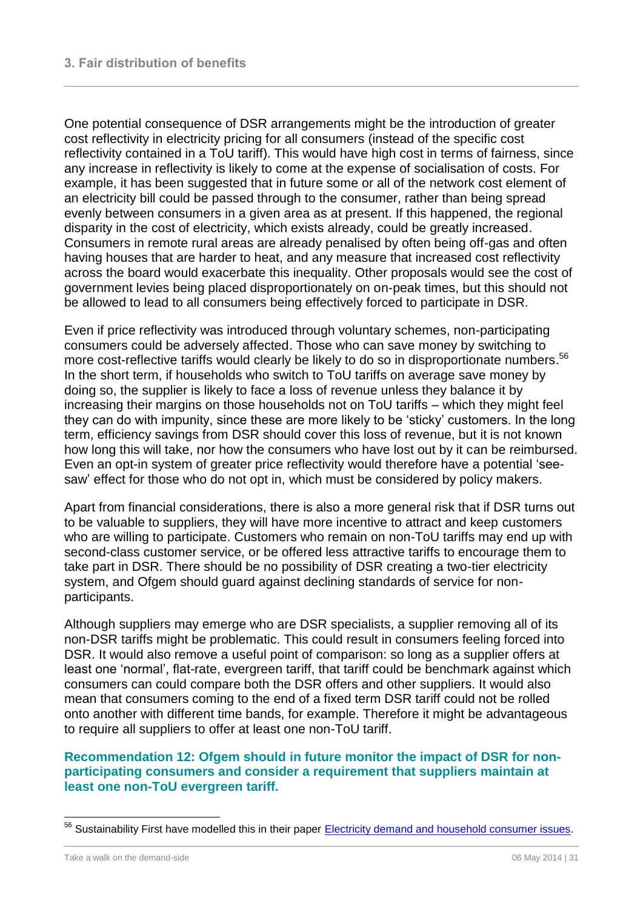## 3. Fair distribution of benefits

One potential consequence of DSR arrangements might be the introduction of greater cost reflectivity in electricity pricing for all consumers (instead of the specific cost reflectivity contained in a ToU tariff). This would have high cost in terms of fairness, since any increase in reflectivity is likely to come at the expense of socialisation of costs. For example, it has been suggested that in future some or all of the network cost element of an electricity bill could be passed through to the consumer, rather than being spread evenly between consumers in a given area as at present. If this happened, the regional disparity in the cost of electricity, which exists already, could be greatly increased. Consumers in remote rural areas are already penalised by often being off-gas and often having houses that are harder to heat, and any measure that increased cost reflectivity across the board would exacerbate this inequality. Other proposals would see the cost of government levies being placed disproportionately on on-peak times, but this should not be allowed to lead to all consumers being effectively forced to participate in DSR.

Even if price reflectivity was introduced through voluntary schemes, non-participating consumers could be adversely affected. Those who can save money by switching to more cost-reflective tariffs would clearly be likely to do so in disproportionate numbers.[56] In the short term, if households who switch to ToU tariffs on average save money by doing so, the supplier is likely to face a loss of revenue unless they balance it by increasing their margins on those households not on ToU tariffs – which they might feel they can do with impunity, since these are more likely to be 'sticky' customers. In the long term, efficiency savings from DSR should cover this loss of revenue, but it is not known how long this will take, nor how the consumers who have lost out by it can be reimbursed. Even an opt-in system of greater price reflectivity would therefore have a potential 'see-saw' effect for those who do not opt in, which must be considered by policy makers.

Apart from financial considerations, there is also a more general risk that if DSR turns out to be valuable to suppliers, they will have more incentive to attract and keep customers who are willing to participate. Customers who remain on non-ToU tariffs may end up with second-class customer service, or be offered less attractive tariffs to encourage them to take part in DSR. There should be no possibility of DSR creating a two-tier electricity system, and Ofgem should guard against declining standards of service for non-participants.

Although suppliers may emerge who are DSR specialists, a supplier removing all of its non-DSR tariffs might be problematic. This could result in consumers feeling forced into DSR. It would also remove a useful point of comparison: so long as a supplier offers at least one 'normal', flat-rate, evergreen tariff, that tariff could be benchmark against which consumers can could compare both the DSR offers and other suppliers. It would also mean that consumers coming to the end of a fixed term DSR tariff could not be rolled onto another with different time bands, for example. Therefore it might be advantageous to require all suppliers to offer at least one non-ToU tariff.

**Recommendation 12: Ofgem should in future monitor the impact of DSR for non-participating consumers and consider a requirement that suppliers maintain at least one non-ToU evergreen tariff.**

[56] Sustainability First have modelled this in their paper [Electricity demand and household consumer issues](#).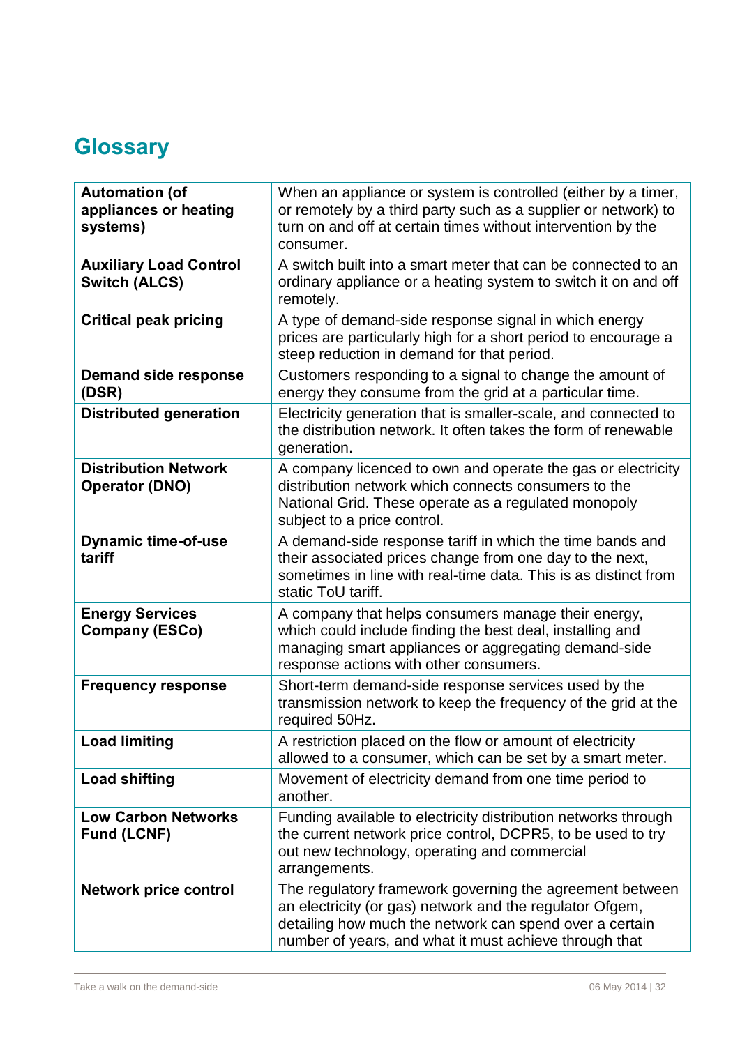## Glossary

| | |
|---|---|
| **Automation (of appliances or heating systems)** | When an appliance or system is controlled (either by a timer, or remotely by a third party such as a supplier or network) to turn on and off at certain times without intervention by the consumer. |
| **Auxiliary Load Control Switch (ALCS)** | A switch built into a smart meter that can be connected to an ordinary appliance or a heating system to switch it on and off remotely. |
| **Critical peak pricing** | A type of demand-side response signal in which energy prices are particularly high for a short period to encourage a steep reduction in demand for that period. |
| **Demand side response (DSR)** | Customers responding to a signal to change the amount of energy they consume from the grid at a particular time. |
| **Distributed generation** | Electricity generation that is smaller-scale, and connected to the distribution network. It often takes the form of renewable generation. |
| **Distribution Network Operator (DNO)** | A company licenced to own and operate the gas or electricity distribution network which connects consumers to the National Grid. These operate as a regulated monopoly subject to a price control. |
| **Dynamic time-of-use tariff** | A demand-side response tariff in which the time bands and their associated prices change from one day to the next, sometimes in line with real-time data. This is as distinct from static ToU tariff. |
| **Energy Services Company (ESCo)** | A company that helps consumers manage their energy, which could include finding the best deal, installing and managing smart appliances or aggregating demand-side response actions with other consumers. |
| **Frequency response** | Short-term demand-side response services used by the transmission network to keep the frequency of the grid at the required 50Hz. |
| **Load limiting** | A restriction placed on the flow or amount of electricity allowed to a consumer, which can be set by a smart meter. |
| **Load shifting** | Movement of electricity demand from one time period to another. |
| **Low Carbon Networks Fund (LCNF)** | Funding available to electricity distribution networks through the current network price control, DCPR5, to be used to try out new technology, operating and commercial arrangements. |
| **Network price control** | The regulatory framework governing the agreement between an electricity (or gas) network and the regulator Ofgem, detailing how much the network can spend over a certain number of years, and what it must achieve through that |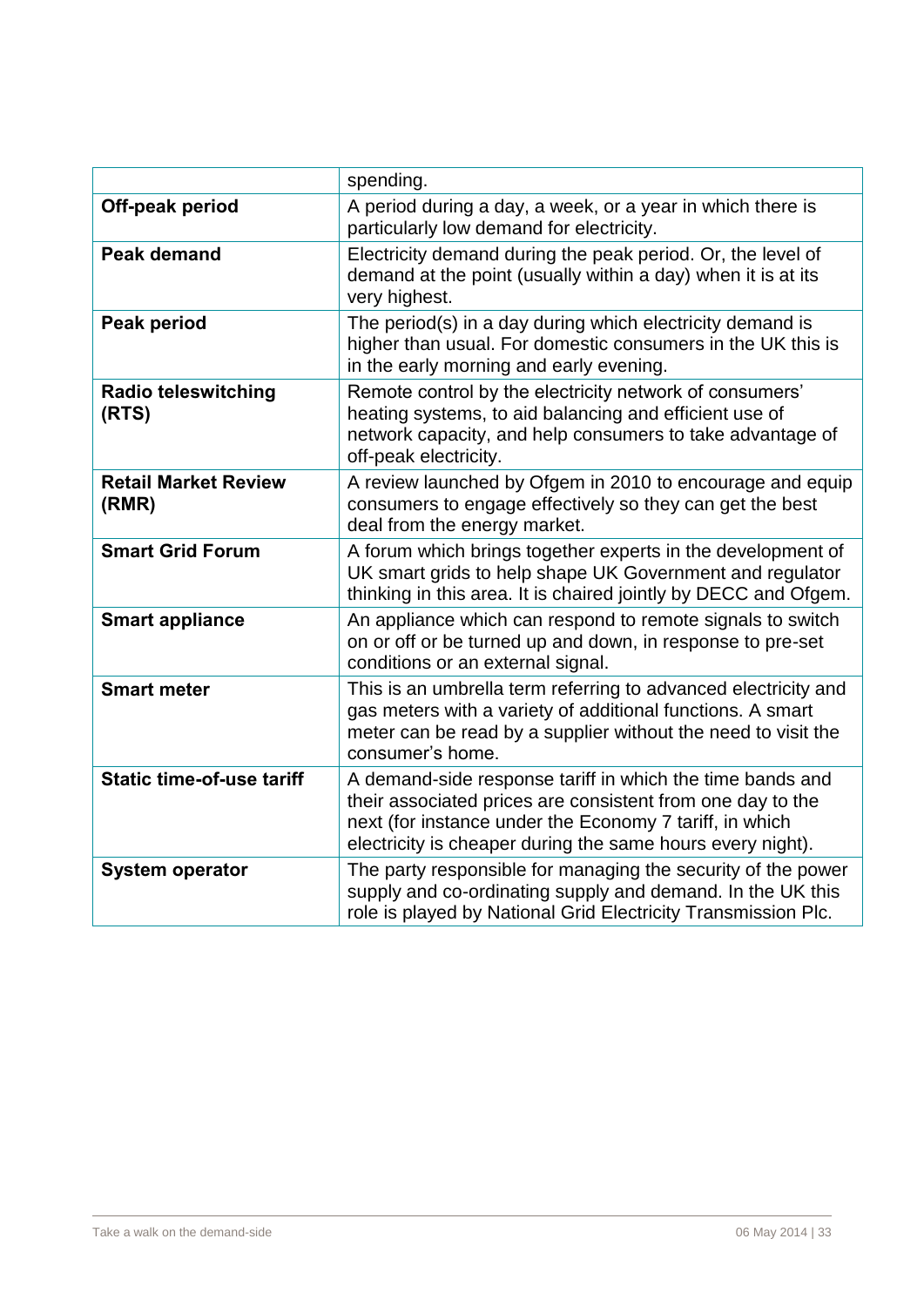| | |
|---|---|
| | spending. |
| **Off-peak period** | A period during a day, a week, or a year in which there is particularly low demand for electricity. |
| **Peak demand** | Electricity demand during the peak period. Or, the level of demand at the point (usually within a day) when it is at its very highest. |
| **Peak period** | The period(s) in a day during which electricity demand is higher than usual. For domestic consumers in the UK this is in the early morning and early evening. |
| **Radio teleswitching (RTS)** | Remote control by the electricity network of consumers' heating systems, to aid balancing and efficient use of network capacity, and help consumers to take advantage of off-peak electricity. |
| **Retail Market Review (RMR)** | A review launched by Ofgem in 2010 to encourage and equip consumers to engage effectively so they can get the best deal from the energy market. |
| **Smart Grid Forum** | A forum which brings together experts in the development of UK smart grids to help shape UK Government and regulator thinking in this area. It is chaired jointly by DECC and Ofgem. |
| **Smart appliance** | An appliance which can respond to remote signals to switch on or off or be turned up and down, in response to pre-set conditions or an external signal. |
| **Smart meter** | This is an umbrella term referring to advanced electricity and gas meters with a variety of additional functions. A smart meter can be read by a supplier without the need to visit the consumer's home. |
| **Static time-of-use tariff** | A demand-side response tariff in which the time bands and their associated prices are consistent from one day to the next (for instance under the Economy 7 tariff, in which electricity is cheaper during the same hours every night). |
| **System operator** | The party responsible for managing the security of the power supply and co-ordinating supply and demand. In the UK this role is played by National Grid Electricity Transmission Plc. |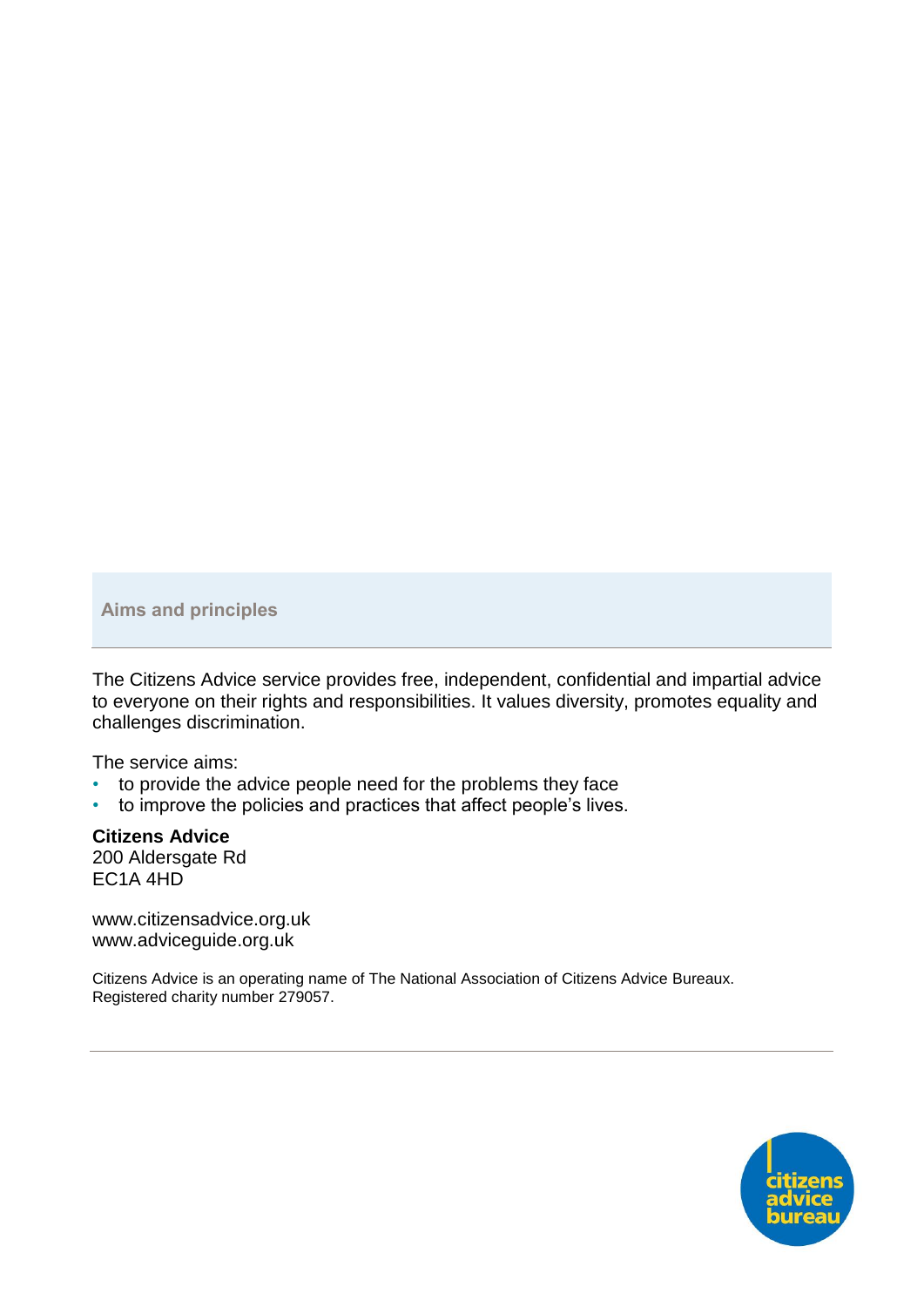## Aims and principles

The Citizens Advice service provides free, independent, confidential and impartial advice to everyone on their rights and responsibilities. It values diversity, promotes equality and challenges discrimination.

The service aims:

- to provide the advice people need for the problems they face
- to improve the policies and practices that affect people's lives.

**Citizens Advice**
200 Aldersgate Rd
EC1A 4HD

www.citizensadvice.org.uk
www.adviceguide.org.uk

Citizens Advice is an operating name of The National Association of Citizens Advice Bureaux.
Registered charity number 279057.

citizens advice bureau